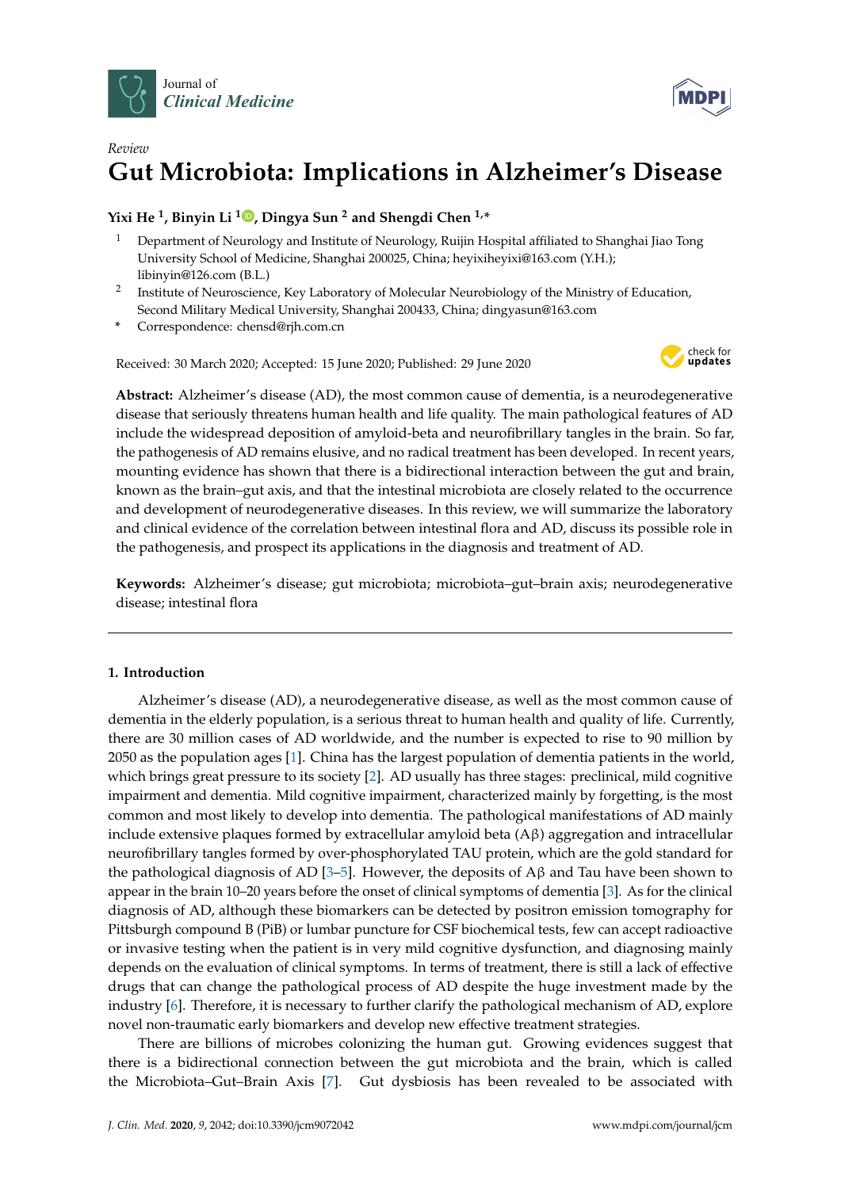Journal of *Clinical Medicine*

*Review*

# Gut Microbiota: Implications in Alzheimer's Disease

**Yixi He [1], Binyin Li [1], Dingya Sun [2] and Shengdi Chen [1,*]**

[1] Department of Neurology and Institute of Neurology, Ruijin Hospital affiliated to Shanghai Jiao Tong University School of Medicine, Shanghai 200025, China; heyixiheyixi@163.com (Y.H.); libinyin@126.com (B.L.)

[2] Institute of Neuroscience, Key Laboratory of Molecular Neurobiology of the Ministry of Education, Second Military Medical University, Shanghai 200433, China; dingyasun@163.com

* Correspondence: chensd@rjh.com.cn

Received: 30 March 2020; Accepted: 15 June 2020; Published: 29 June 2020

**Abstract:** Alzheimer's disease (AD), the most common cause of dementia, is a neurodegenerative disease that seriously threatens human health and life quality. The main pathological features of AD include the widespread deposition of amyloid-beta and neurofibrillary tangles in the brain. So far, the pathogenesis of AD remains elusive, and no radical treatment has been developed. In recent years, mounting evidence has shown that there is a bidirectional interaction between the gut and brain, known as the brain–gut axis, and that the intestinal microbiota are closely related to the occurrence and development of neurodegenerative diseases. In this review, we will summarize the laboratory and clinical evidence of the correlation between intestinal flora and AD, discuss its possible role in the pathogenesis, and prospect its applications in the diagnosis and treatment of AD.

**Keywords:** Alzheimer's disease; gut microbiota; microbiota–gut–brain axis; neurodegenerative disease; intestinal flora

## 1. Introduction

Alzheimer's disease (AD), a neurodegenerative disease, as well as the most common cause of dementia in the elderly population, is a serious threat to human health and quality of life. Currently, there are 30 million cases of AD worldwide, and the number is expected to rise to 90 million by 2050 as the population ages [1]. China has the largest population of dementia patients in the world, which brings great pressure to its society [2]. AD usually has three stages: preclinical, mild cognitive impairment and dementia. Mild cognitive impairment, characterized mainly by forgetting, is the most common and most likely to develop into dementia. The pathological manifestations of AD mainly include extensive plaques formed by extracellular amyloid beta (Aβ) aggregation and intracellular neurofibrillary tangles formed by over-phosphorylated TAU protein, which are the gold standard for the pathological diagnosis of AD [3–5]. However, the deposits of Aβ and Tau have been shown to appear in the brain 10–20 years before the onset of clinical symptoms of dementia [3]. As for the clinical diagnosis of AD, although these biomarkers can be detected by positron emission tomography for Pittsburgh compound B (PiB) or lumbar puncture for CSF biochemical tests, few can accept radioactive or invasive testing when the patient is in very mild cognitive dysfunction, and diagnosing mainly depends on the evaluation of clinical symptoms. In terms of treatment, there is still a lack of effective drugs that can change the pathological process of AD despite the huge investment made by the industry [6]. Therefore, it is necessary to further clarify the pathological mechanism of AD, explore novel non-traumatic early biomarkers and develop new effective treatment strategies.

There are billions of microbes colonizing the human gut. Growing evidences suggest that there is a bidirectional connection between the gut microbiota and the brain, which is called the Microbiota–Gut–Brain Axis [7]. Gut dysbiosis has been revealed to be associated with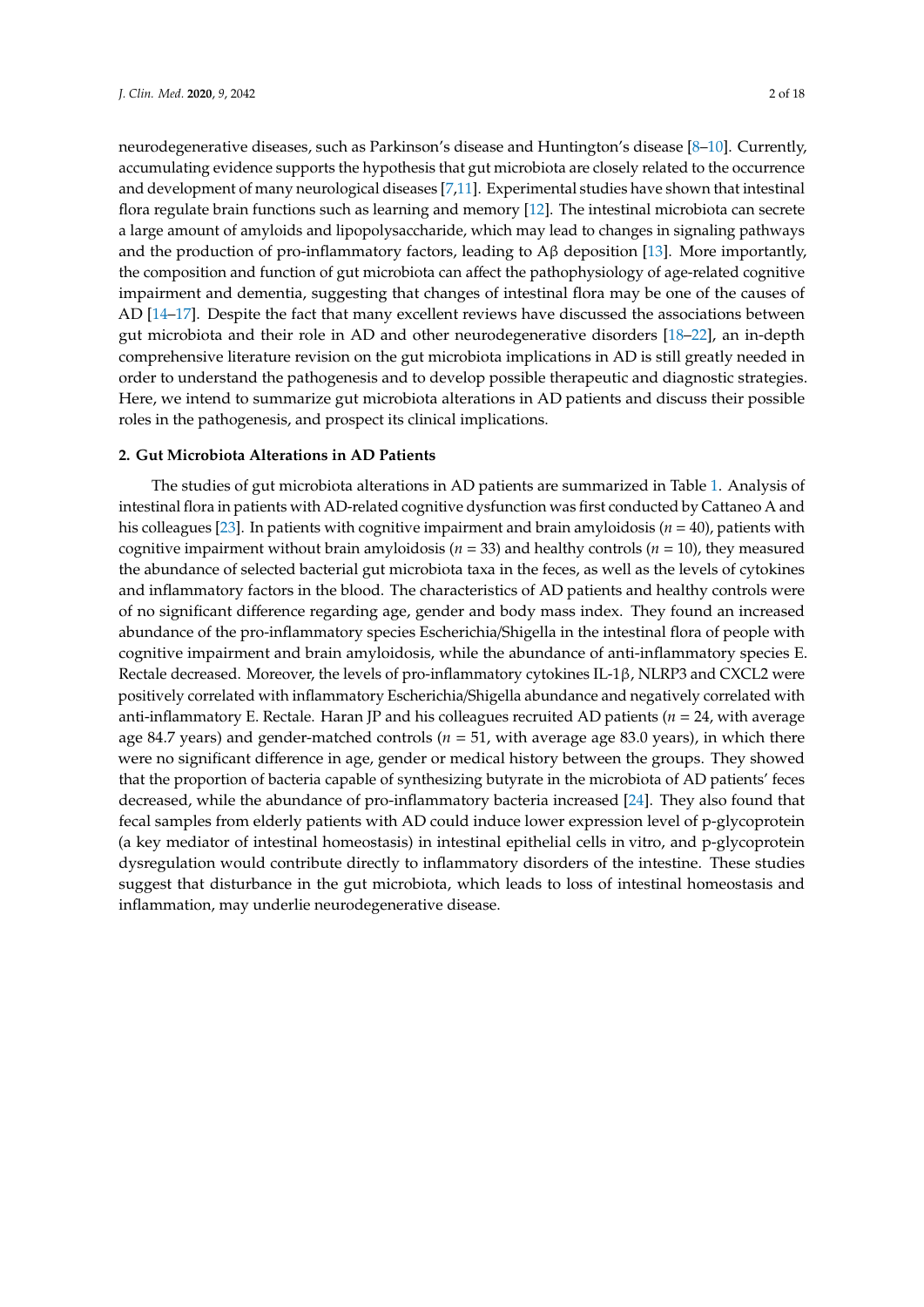neurodegenerative diseases, such as Parkinson's disease and Huntington's disease [8–10]. Currently, accumulating evidence supports the hypothesis that gut microbiota are closely related to the occurrence and development of many neurological diseases [7,11]. Experimental studies have shown that intestinal flora regulate brain functions such as learning and memory [12]. The intestinal microbiota can secrete a large amount of amyloids and lipopolysaccharide, which may lead to changes in signaling pathways and the production of pro-inflammatory factors, leading to Aβ deposition [13]. More importantly, the composition and function of gut microbiota can affect the pathophysiology of age-related cognitive impairment and dementia, suggesting that changes of intestinal flora may be one of the causes of AD [14–17]. Despite the fact that many excellent reviews have discussed the associations between gut microbiota and their role in AD and other neurodegenerative disorders [18–22], an in-depth comprehensive literature revision on the gut microbiota implications in AD is still greatly needed in order to understand the pathogenesis and to develop possible therapeutic and diagnostic strategies. Here, we intend to summarize gut microbiota alterations in AD patients and discuss their possible roles in the pathogenesis, and prospect its clinical implications.

## 2. Gut Microbiota Alterations in AD Patients

The studies of gut microbiota alterations in AD patients are summarized in Table 1. Analysis of intestinal flora in patients with AD-related cognitive dysfunction was first conducted by Cattaneo A and his colleagues [23]. In patients with cognitive impairment and brain amyloidosis ($n$ = 40), patients with cognitive impairment without brain amyloidosis ($n$ = 33) and healthy controls ($n$ = 10), they measured the abundance of selected bacterial gut microbiota taxa in the feces, as well as the levels of cytokines and inflammatory factors in the blood. The characteristics of AD patients and healthy controls were of no significant difference regarding age, gender and body mass index. They found an increased abundance of the pro-inflammatory species Escherichia/Shigella in the intestinal flora of people with cognitive impairment and brain amyloidosis, while the abundance of anti-inflammatory species E. Rectale decreased. Moreover, the levels of pro-inflammatory cytokines IL-1β, NLRP3 and CXCL2 were positively correlated with inflammatory Escherichia/Shigella abundance and negatively correlated with anti-inflammatory E. Rectale. Haran JP and his colleagues recruited AD patients ($n$ = 24, with average age 84.7 years) and gender-matched controls ($n$ = 51, with average age 83.0 years), in which there were no significant difference in age, gender or medical history between the groups. They showed that the proportion of bacteria capable of synthesizing butyrate in the microbiota of AD patients' feces decreased, while the abundance of pro-inflammatory bacteria increased [24]. They also found that fecal samples from elderly patients with AD could induce lower expression level of p-glycoprotein (a key mediator of intestinal homeostasis) in intestinal epithelial cells in vitro, and p-glycoprotein dysregulation would contribute directly to inflammatory disorders of the intestine. These studies suggest that disturbance in the gut microbiota, which leads to loss of intestinal homeostasis and inflammation, may underlie neurodegenerative disease.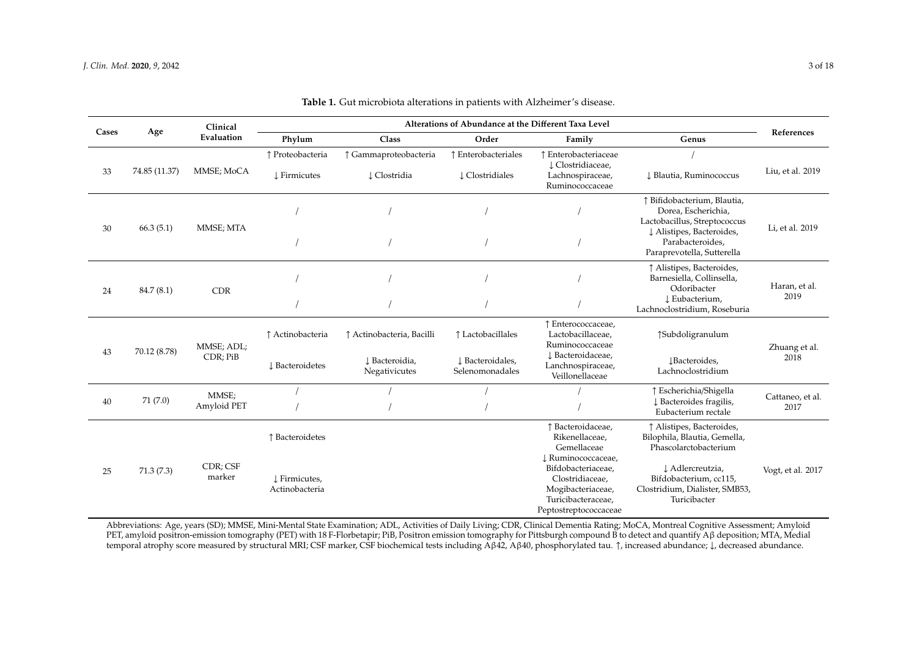**Table 1.** Gut microbiota alterations in patients with Alzheimer's disease.

| Cases | Age | Clinical Evaluation | Alterations of Abundance at the Different Taxa Level | | | | | References |
|---|---|---|---|---|---|---|---|---|
| | | | Phylum | Class | Order | Family | Genus | |
| 33 | 74.85 (11.37) | MMSE; MoCA | ↑ Proteobacteria | ↑ Gammaproteobacteria | ↑ Enterobacteriales | ↑ Enterobacteriaceae | / | Liu, et al. 2019 |
| | | | ↓ Firmicutes | ↓ Clostridia | ↓ Clostridiales | ↓ Clostridiaceae, Lachnospiraceae, Ruminococcaceae | ↓ Blautia, Ruminococcus | |
| 30 | 66.3 (5.1) | MMSE; MTA | / | / | / | / | ↑ Bifidobacterium, Blautia, Dorea, Escherichia, Lactobacillus, Streptococcus | Li, et al. 2019 |
| | | | / | / | / | / | ↓ Alistipes, Bacteroides, Parabacteroides, Paraprevotella, Sutterella | |
| 24 | 84.7 (8.1) | CDR | / | / | / | / | ↑ Alistipes, Bacteroides, Barnesiella, Collinsella, Odoribacter | Haran, et al. 2019 |
| | | | / | / | / | / | ↓ Eubacterium, Lachnoclostridium, Roseburia | |
| 43 | 70.12 (8.78) | MMSE; ADL; CDR; PiB | ↑ Actinobacteria | ↑ Actinobacteria, Bacilli | ↑ Lactobacillales | ↑ Enterococcaceae, Lactobacillaceae, Ruminococcaceae | ↑Subdoligranulum | Zhuang et al. 2018 |
| | | | ↓ Bacteroidetes | ↓ Bacteroidia, Negativicutes | ↓ Bacteroidales, Selenomonadales | ↓ Bacteroidaceae, Lanchnospiraceae, Veillonellaceae | ↓Bacteroides, Lachnoclostridium | |
| 40 | 71 (7.0) | MMSE; Amyloid PET | / | / | / | / | ↑ Escherichia/Shigella | Cattaneo, et al. 2017 |
| | | | / | / | / | / | ↓ Bacteroides fragilis, Eubacterium rectale | |
| 25 | 71.3 (7.3) | CDR; CSF marker | ↑ Bacteroidetes | | | ↑ Bacteroidaceae, Rikenellaceae, Gemellaceae | ↑ Alistipes, Bacteroides, Bilophila, Blautia, Gemella, Phascolarctobacterium | Vogt, et al. 2017 |
| | | | ↓ Firmicutes, Actinobacteria | | | ↓ Ruminococcaceae, Bifdobacteriaceae, Clostridiaceae, Mogibacteriaceae, Turicibacteraceae, Peptostreptococcaceae | ↓ Adlercreutzia, Bifdobacterium, cc115, Clostridium, Dialister, SMB53, Turicibacter | |

Abbreviations: Age, years (SD); MMSE, Mini-Mental State Examination; ADL, Activities of Daily Living; CDR, Clinical Dementia Rating; MoCA, Montreal Cognitive Assessment; Amyloid PET, amyloid positron-emission tomography (PET) with 18 F-Florbetapir; PiB, Positron emission tomography for Pittsburgh compound B to detect and quantify Aβ deposition; MTA, Medial temporal atrophy score measured by structural MRI; CSF marker, CSF biochemical tests including Aβ42, Aβ40, phosphorylated tau. ↑, increased abundance; ↓, decreased abundance.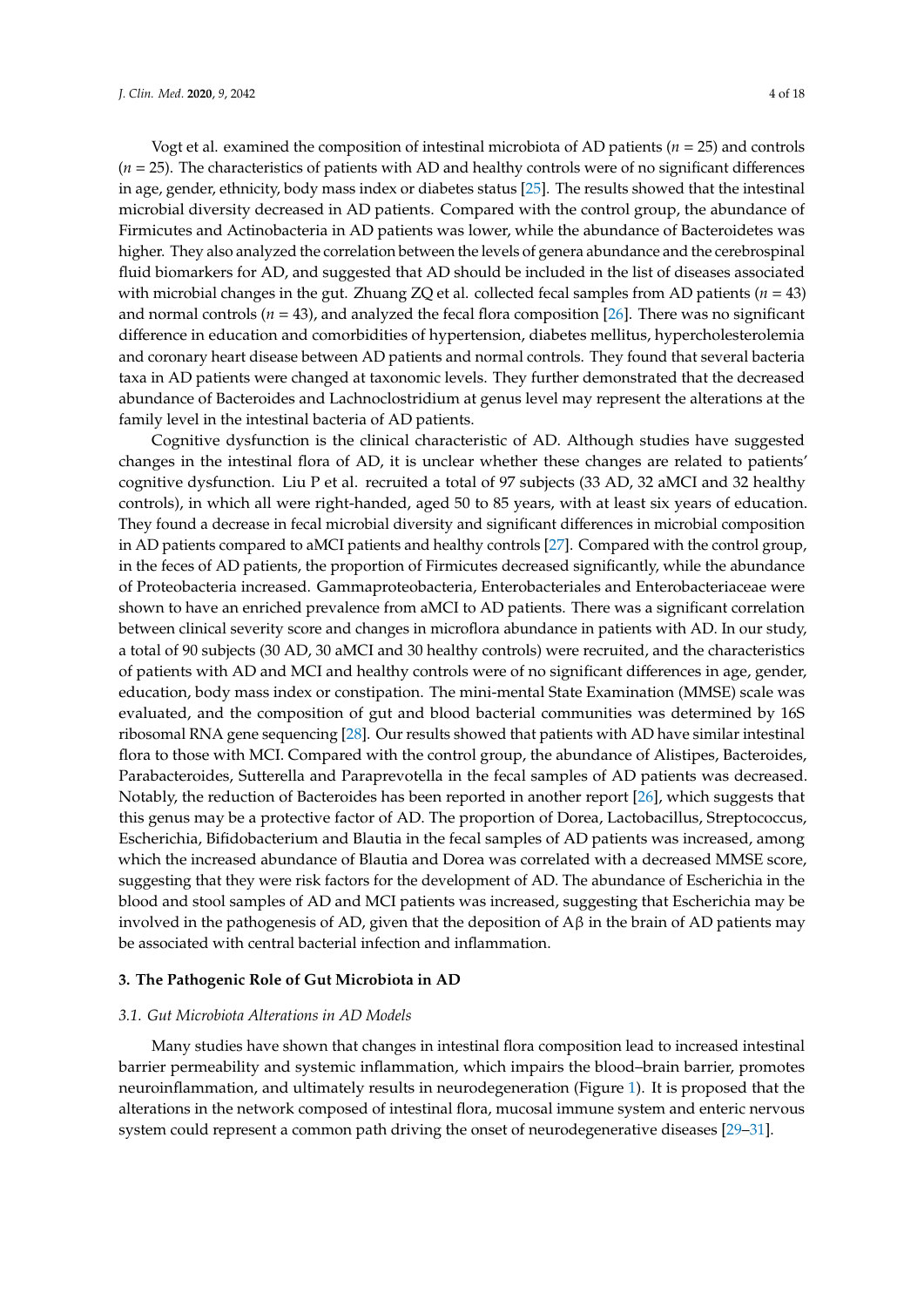Vogt et al. examined the composition of intestinal microbiota of AD patients ($n = 25$) and controls ($n = 25$). The characteristics of patients with AD and healthy controls were of no significant differences in age, gender, ethnicity, body mass index or diabetes status [25]. The results showed that the intestinal microbial diversity decreased in AD patients. Compared with the control group, the abundance of Firmicutes and Actinobacteria in AD patients was lower, while the abundance of Bacteroidetes was higher. They also analyzed the correlation between the levels of genera abundance and the cerebrospinal fluid biomarkers for AD, and suggested that AD should be included in the list of diseases associated with microbial changes in the gut. Zhuang ZQ et al. collected fecal samples from AD patients ($n = 43$) and normal controls ($n = 43$), and analyzed the fecal flora composition [26]. There was no significant difference in education and comorbidities of hypertension, diabetes mellitus, hypercholesterolemia and coronary heart disease between AD patients and normal controls. They found that several bacteria taxa in AD patients were changed at taxonomic levels. They further demonstrated that the decreased abundance of Bacteroides and Lachnoclostridium at genus level may represent the alterations at the family level in the intestinal bacteria of AD patients.

Cognitive dysfunction is the clinical characteristic of AD. Although studies have suggested changes in the intestinal flora of AD, it is unclear whether these changes are related to patients' cognitive dysfunction. Liu P et al. recruited a total of 97 subjects (33 AD, 32 aMCI and 32 healthy controls), in which all were right-handed, aged 50 to 85 years, with at least six years of education. They found a decrease in fecal microbial diversity and significant differences in microbial composition in AD patients compared to aMCI patients and healthy controls [27]. Compared with the control group, in the feces of AD patients, the proportion of Firmicutes decreased significantly, while the abundance of Proteobacteria increased. Gammaproteobacteria, Enterobacteriales and Enterobacteriaceae were shown to have an enriched prevalence from aMCI to AD patients. There was a significant correlation between clinical severity score and changes in microflora abundance in patients with AD. In our study, a total of 90 subjects (30 AD, 30 aMCI and 30 healthy controls) were recruited, and the characteristics of patients with AD and MCI and healthy controls were of no significant differences in age, gender, education, body mass index or constipation. The mini-mental State Examination (MMSE) scale was evaluated, and the composition of gut and blood bacterial communities was determined by 16S ribosomal RNA gene sequencing [28]. Our results showed that patients with AD have similar intestinal flora to those with MCI. Compared with the control group, the abundance of Alistipes, Bacteroides, Parabacteroides, Sutterella and Paraprevotella in the fecal samples of AD patients was decreased. Notably, the reduction of Bacteroides has been reported in another report [26], which suggests that this genus may be a protective factor of AD. The proportion of Dorea, Lactobacillus, Streptococcus, Escherichia, Bifidobacterium and Blautia in the fecal samples of AD patients was increased, among which the increased abundance of Blautia and Dorea was correlated with a decreased MMSE score, suggesting that they were risk factors for the development of AD. The abundance of Escherichia in the blood and stool samples of AD and MCI patients was increased, suggesting that Escherichia may be involved in the pathogenesis of AD, given that the deposition of Aβ in the brain of AD patients may be associated with central bacterial infection and inflammation.

## 3. The Pathogenic Role of Gut Microbiota in AD

### *3.1. Gut Microbiota Alterations in AD Models*

Many studies have shown that changes in intestinal flora composition lead to increased intestinal barrier permeability and systemic inflammation, which impairs the blood–brain barrier, promotes neuroinflammation, and ultimately results in neurodegeneration (Figure 1). It is proposed that the alterations in the network composed of intestinal flora, mucosal immune system and enteric nervous system could represent a common path driving the onset of neurodegenerative diseases [29–31].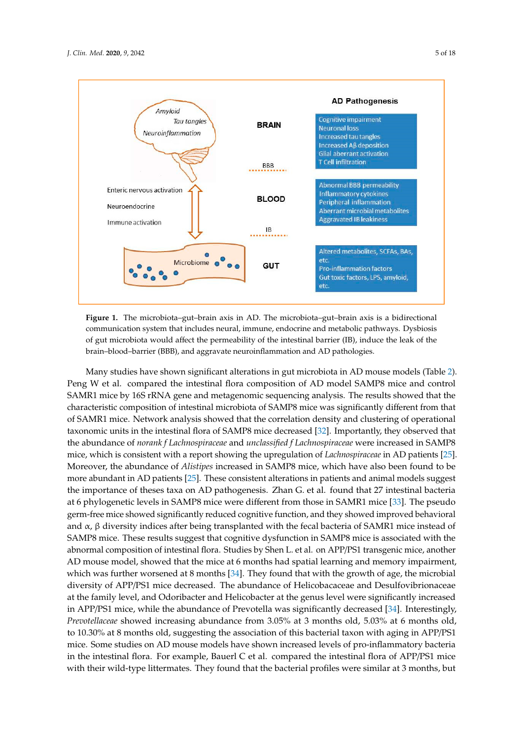**Figure 1.** The microbiota–gut–brain axis in AD. The microbiota–gut–brain axis is a bidirectional communication system that includes neural, immune, endocrine and metabolic pathways. Dysbiosis of gut microbiota would affect the permeability of the intestinal barrier (IB), induce the leak of the brain–blood–barrier (BBB), and aggravate neuroinflammation and AD pathologies.

Many studies have shown significant alterations in gut microbiota in AD mouse models (Table 2). Peng W et al. compared the intestinal flora composition of AD model SAMP8 mice and control SAMR1 mice by 16S rRNA gene and metagenomic sequencing analysis. The results showed that the characteristic composition of intestinal microbiota of SAMP8 mice was significantly different from that of SAMR1 mice. Network analysis showed that the correlation density and clustering of operational taxonomic units in the intestinal flora of SAMP8 mice decreased [32]. Importantly, they observed that the abundance of *norank f Lachnospiraceae* and *unclassified f Lachnospiraceae* were increased in SAMP8 mice, which is consistent with a report showing the upregulation of *Lachnospiraceae* in AD patients [25]. Moreover, the abundance of *Alistipes* increased in SAMP8 mice, which have also been found to be more abundant in AD patients [25]. These consistent alterations in patients and animal models suggest the importance of theses taxa on AD pathogenesis. Zhan G. et al. found that 27 intestinal bacteria at 6 phylogenetic levels in SAMP8 mice were different from those in SAMR1 mice [33]. The pseudo germ-free mice showed significantly reduced cognitive function, and they showed improved behavioral and α, β diversity indices after being transplanted with the fecal bacteria of SAMR1 mice instead of SAMP8 mice. These results suggest that cognitive dysfunction in SAMP8 mice is associated with the abnormal composition of intestinal flora. Studies by Shen L. et al. on APP/PS1 transgenic mice, another AD mouse model, showed that the mice at 6 months had spatial learning and memory impairment, which was further worsened at 8 months [34]. They found that with the growth of age, the microbial diversity of APP/PS1 mice decreased. The abundance of Helicobacaceae and Desulfovibrionaceae at the family level, and Odoribacter and Helicobacter at the genus level were significantly increased in APP/PS1 mice, while the abundance of Prevotella was significantly decreased [34]. Interestingly, *Prevotellaceae* showed increasing abundance from 3.05% at 3 months old, 5.03% at 6 months old, to 10.30% at 8 months old, suggesting the association of this bacterial taxon with aging in APP/PS1 mice. Some studies on AD mouse models have shown increased levels of pro-inflammatory bacteria in the intestinal flora. For example, Bauerl C et al. compared the intestinal flora of APP/PS1 mice with their wild-type littermates. They found that the bacterial profiles were similar at 3 months, but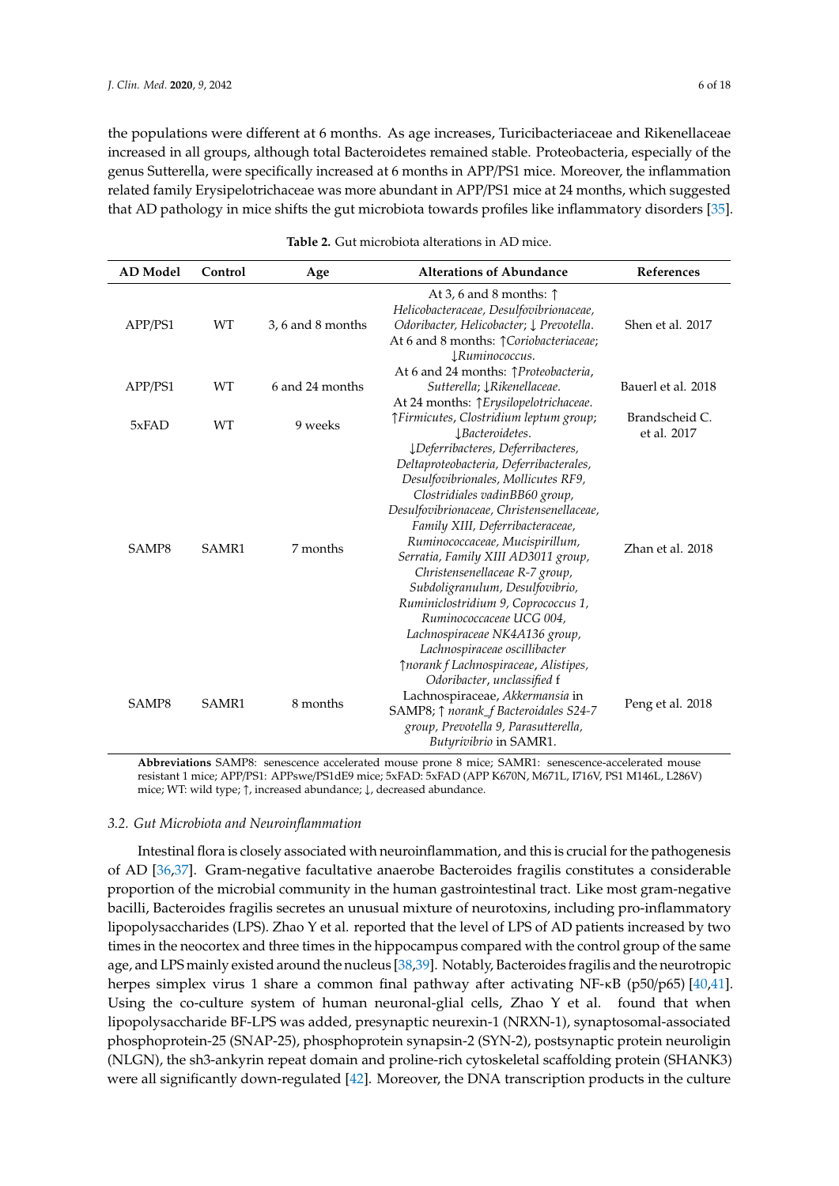the populations were different at 6 months. As age increases, Turicibacteriaceae and Rikenellaceae increased in all groups, although total Bacteroidetes remained stable. Proteobacteria, especially of the genus Sutterella, were specifically increased at 6 months in APP/PS1 mice. Moreover, the inflammation related family Erysipelotrichaceae was more abundant in APP/PS1 mice at 24 months, which suggested that AD pathology in mice shifts the gut microbiota towards profiles like inflammatory disorders [35].

**Table 2.** Gut microbiota alterations in AD mice.

| AD Model | Control | Age | Alterations of Abundance | References |
|---|---|---|---|---|
| APP/PS1 | WT | 3, 6 and 8 months | At 3, 6 and 8 months: ↑ *Helicobacteraceae, Desulfovibrionaceae, Odoribacter, Helicobacter*; ↓ *Prevotella*. At 6 and 8 months: ↑*Coriobacteriaceae*; ↓*Ruminococcus*. | Shen et al. 2017 |
| APP/PS1 | WT | 6 and 24 months | At 6 and 24 months: ↑*Proteobacteria, Sutterella*; ↓*Rikenellaceae*. At 24 months: ↑*Erysilopelotrichaceae*. | Bauerl et al. 2018 |
| 5xFAD | WT | 9 weeks | ↑*Firmicutes, Clostridium leptum group*; ↓*Bacteroidetes*. | Brandscheid C. et al. 2017 |
| SAMP8 | SAMR1 | 7 months | ↓*Deferribacteres, Deferribacteres, Deltaproteobacteria, Deferribacterales, Desulfovibrionales, Mollicutes RF9, Clostridiales vadinBB60 group, Desulfovibrionaceae, Christensenellaceae, Family XIII, Deferribacteraceae, Ruminococcaceae, Mucispirillum, Serratia, Family XIII AD3011 group, Christensenellaceae R-7 group, Subdoligranulum, Desulfovibrio, Ruminiclostridium 9, Coprococcus 1, Ruminococcaceae UCG 004, Lachnospiraceae NK4A136 group, Lachnospiraceae oscillibacter* | Zhan et al. 2018 |
| SAMP8 | SAMR1 | 8 months | ↑*norank f Lachnospiraceae, Alistipes, Odoribacter, unclassified* f Lachnospiraceae, *Akkermansia* in SAMP8; ↑ *norank_f Bacteroidales S24-7 group, Prevotella 9, Parasutterella, Butyrivibrio* in SAMR1. | Peng et al. 2018 |

**Abbreviations** SAMP8: senescence accelerated mouse prone 8 mice; SAMR1: senescence-accelerated mouse resistant 1 mice; APP/PS1: APPswe/PS1dE9 mice; 5xFAD: 5xFAD (APP K670N, M671L, I716V, PS1 M146L, L286V) mice; WT: wild type; ↑, increased abundance; ↓, decreased abundance.

### *3.2. Gut Microbiota and Neuroinflammation*

Intestinal flora is closely associated with neuroinflammation, and this is crucial for the pathogenesis of AD [36,37]. Gram-negative facultative anaerobe Bacteroides fragilis constitutes a considerable proportion of the microbial community in the human gastrointestinal tract. Like most gram-negative bacilli, Bacteroides fragilis secretes an unusual mixture of neurotoxins, including pro-inflammatory lipopolysaccharides (LPS). Zhao Y et al. reported that the level of LPS of AD patients increased by two times in the neocortex and three times in the hippocampus compared with the control group of the same age, and LPS mainly existed around the nucleus [38,39]. Notably, Bacteroides fragilis and the neurotropic herpes simplex virus 1 share a common final pathway after activating NF-κB (p50/p65) [40,41]. Using the co-culture system of human neuronal-glial cells, Zhao Y et al. found that when lipopolysaccharide BF-LPS was added, presynaptic neurexin-1 (NRXN-1), synaptosomal-associated phosphoprotein-25 (SNAP-25), phosphoprotein synapsin-2 (SYN-2), postsynaptic protein neuroligin (NLGN), the sh3-ankyrin repeat domain and proline-rich cytoskeletal scaffolding protein (SHANK3) were all significantly down-regulated [42]. Moreover, the DNA transcription products in the culture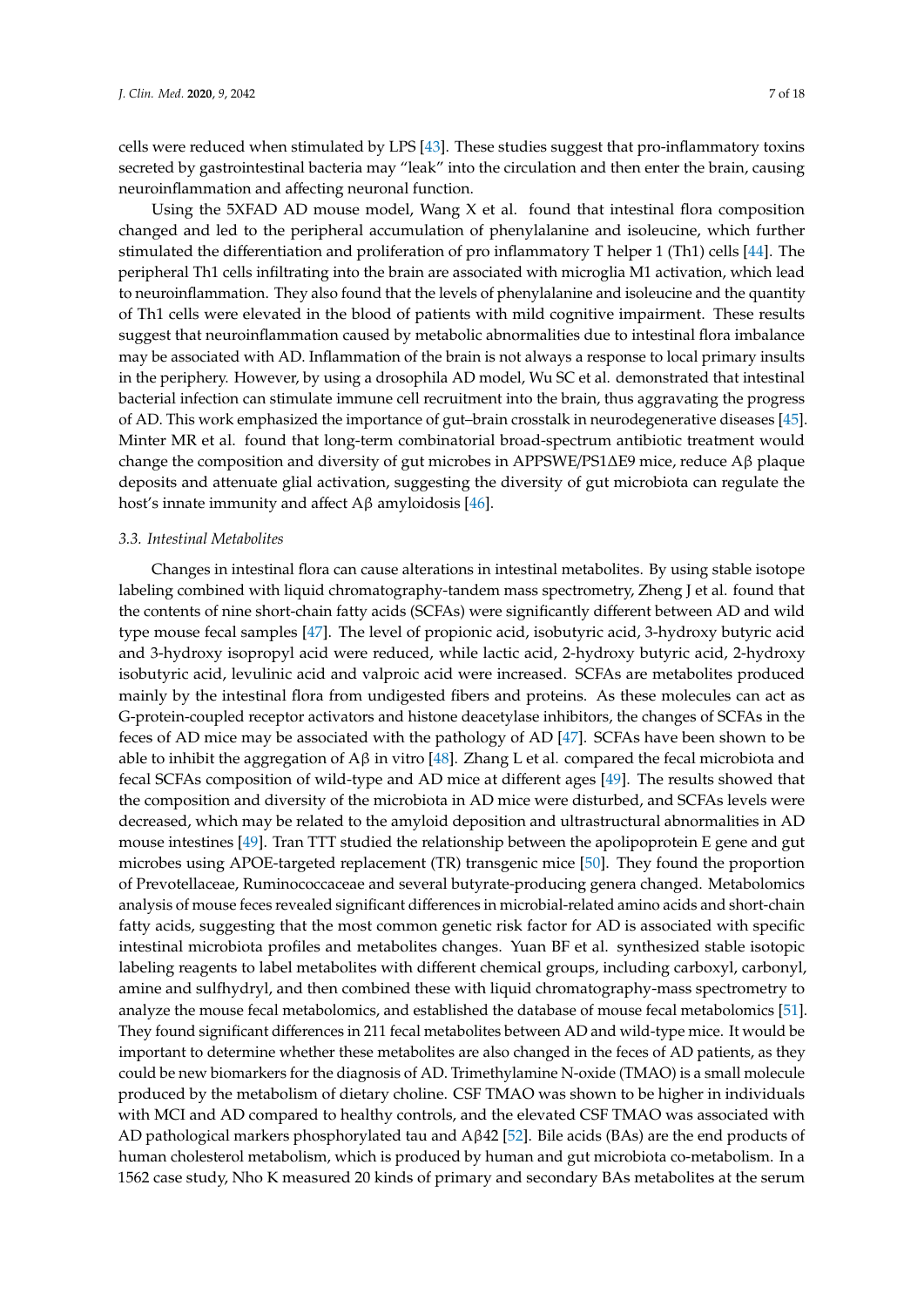cells were reduced when stimulated by LPS [43]. These studies suggest that pro-inflammatory toxins secreted by gastrointestinal bacteria may "leak" into the circulation and then enter the brain, causing neuroinflammation and affecting neuronal function.

Using the 5XFAD AD mouse model, Wang X et al. found that intestinal flora composition changed and led to the peripheral accumulation of phenylalanine and isoleucine, which further stimulated the differentiation and proliferation of pro inflammatory T helper 1 (Th1) cells [44]. The peripheral Th1 cells infiltrating into the brain are associated with microglia M1 activation, which lead to neuroinflammation. They also found that the levels of phenylalanine and isoleucine and the quantity of Th1 cells were elevated in the blood of patients with mild cognitive impairment. These results suggest that neuroinflammation caused by metabolic abnormalities due to intestinal flora imbalance may be associated with AD. Inflammation of the brain is not always a response to local primary insults in the periphery. However, by using a drosophila AD model, Wu SC et al. demonstrated that intestinal bacterial infection can stimulate immune cell recruitment into the brain, thus aggravating the progress of AD. This work emphasized the importance of gut–brain crosstalk in neurodegenerative diseases [45]. Minter MR et al. found that long-term combinatorial broad-spectrum antibiotic treatment would change the composition and diversity of gut microbes in APPSWE/PS1ΔE9 mice, reduce Aβ plaque deposits and attenuate glial activation, suggesting the diversity of gut microbiota can regulate the host's innate immunity and affect Aβ amyloidosis [46].

### 3.3. Intestinal Metabolites

Changes in intestinal flora can cause alterations in intestinal metabolites. By using stable isotope labeling combined with liquid chromatography-tandem mass spectrometry, Zheng J et al. found that the contents of nine short-chain fatty acids (SCFAs) were significantly different between AD and wild type mouse fecal samples [47]. The level of propionic acid, isobutyric acid, 3-hydroxy butyric acid and 3-hydroxy isopropyl acid were reduced, while lactic acid, 2-hydroxy butyric acid, 2-hydroxy isobutyric acid, levulinic acid and valproic acid were increased. SCFAs are metabolites produced mainly by the intestinal flora from undigested fibers and proteins. As these molecules can act as G-protein-coupled receptor activators and histone deacetylase inhibitors, the changes of SCFAs in the feces of AD mice may be associated with the pathology of AD [47]. SCFAs have been shown to be able to inhibit the aggregation of Aβ in vitro [48]. Zhang L et al. compared the fecal microbiota and fecal SCFAs composition of wild-type and AD mice at different ages [49]. The results showed that the composition and diversity of the microbiota in AD mice were disturbed, and SCFAs levels were decreased, which may be related to the amyloid deposition and ultrastructural abnormalities in AD mouse intestines [49]. Tran TTT studied the relationship between the apolipoprotein E gene and gut microbes using APOE-targeted replacement (TR) transgenic mice [50]. They found the proportion of Prevotellaceae, Ruminococcaceae and several butyrate-producing genera changed. Metabolomics analysis of mouse feces revealed significant differences in microbial-related amino acids and short-chain fatty acids, suggesting that the most common genetic risk factor for AD is associated with specific intestinal microbiota profiles and metabolites changes. Yuan BF et al. synthesized stable isotopic labeling reagents to label metabolites with different chemical groups, including carboxyl, carbonyl, amine and sulfhydryl, and then combined these with liquid chromatography-mass spectrometry to analyze the mouse fecal metabolomics, and established the database of mouse fecal metabolomics [51]. They found significant differences in 211 fecal metabolites between AD and wild-type mice. It would be important to determine whether these metabolites are also changed in the feces of AD patients, as they could be new biomarkers for the diagnosis of AD. Trimethylamine N-oxide (TMAO) is a small molecule produced by the metabolism of dietary choline. CSF TMAO was shown to be higher in individuals with MCI and AD compared to healthy controls, and the elevated CSF TMAO was associated with AD pathological markers phosphorylated tau and Aβ42 [52]. Bile acids (BAs) are the end products of human cholesterol metabolism, which is produced by human and gut microbiota co-metabolism. In a 1562 case study, Nho K measured 20 kinds of primary and secondary BAs metabolites at the serum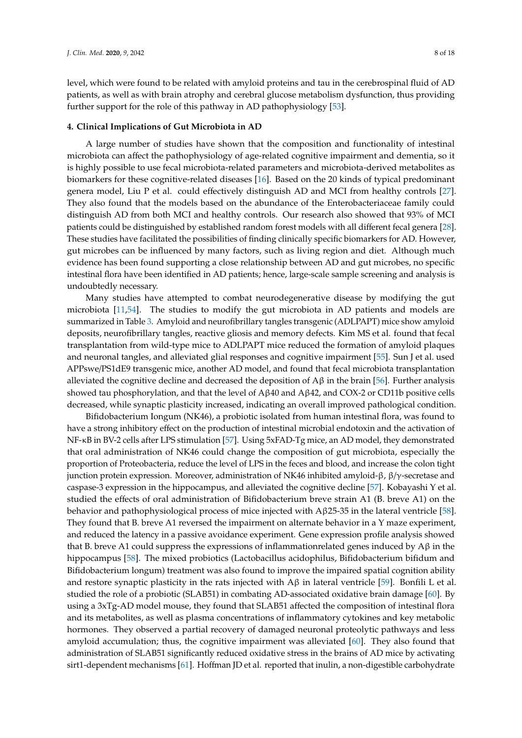level, which were found to be related with amyloid proteins and tau in the cerebrospinal fluid of AD patients, as well as with brain atrophy and cerebral glucose metabolism dysfunction, thus providing further support for the role of this pathway in AD pathophysiology [53].

## 4. Clinical Implications of Gut Microbiota in AD

A large number of studies have shown that the composition and functionality of intestinal microbiota can affect the pathophysiology of age-related cognitive impairment and dementia, so it is highly possible to use fecal microbiota-related parameters and microbiota-derived metabolites as biomarkers for these cognitive-related diseases [16]. Based on the 20 kinds of typical predominant genera model, Liu P et al. could effectively distinguish AD and MCI from healthy controls [27]. They also found that the models based on the abundance of the Enterobacteriaceae family could distinguish AD from both MCI and healthy controls. Our research also showed that 93% of MCI patients could be distinguished by established random forest models with all different fecal genera [28]. These studies have facilitated the possibilities of finding clinically specific biomarkers for AD. However, gut microbes can be influenced by many factors, such as living region and diet. Although much evidence has been found supporting a close relationship between AD and gut microbes, no specific intestinal flora have been identified in AD patients; hence, large-scale sample screening and analysis is undoubtedly necessary.

Many studies have attempted to combat neurodegenerative disease by modifying the gut microbiota [11,54]. The studies to modify the gut microbiota in AD patients and models are summarized in Table 3. Amyloid and neurofibrillary tangles transgenic (ADLPAPT) mice show amyloid deposits, neurofibrillary tangles, reactive gliosis and memory defects. Kim MS et al. found that fecal transplantation from wild-type mice to ADLPAPT mice reduced the formation of amyloid plaques and neuronal tangles, and alleviated glial responses and cognitive impairment [55]. Sun J et al. used APPswe/PS1dE9 transgenic mice, another AD model, and found that fecal microbiota transplantation alleviated the cognitive decline and decreased the deposition of Aβ in the brain [56]. Further analysis showed tau phosphorylation, and that the level of Aβ40 and Aβ42, and COX-2 or CD11b positive cells decreased, while synaptic plasticity increased, indicating an overall improved pathological condition.

Bifidobacterium Iongum (NK46), a probiotic isolated from human intestinal flora, was found to have a strong inhibitory effect on the production of intestinal microbial endotoxin and the activation of NF-κB in BV-2 cells after LPS stimulation [57]. Using 5xFAD-Tg mice, an AD model, they demonstrated that oral administration of NK46 could change the composition of gut microbiota, especially the proportion of Proteobacteria, reduce the level of LPS in the feces and blood, and increase the colon tight junction protein expression. Moreover, administration of NK46 inhibited amyloid-β, β/γ-secretase and caspase-3 expression in the hippocampus, and alleviated the cognitive decline [57]. Kobayashi Y et al. studied the effects of oral administration of Bifidobacterium breve strain A1 (B. breve A1) on the behavior and pathophysiological process of mice injected with Aβ25-35 in the lateral ventricle [58]. They found that B. breve A1 reversed the impairment on alternate behavior in a Y maze experiment, and reduced the latency in a passive avoidance experiment. Gene expression profile analysis showed that B. breve A1 could suppress the expressions of inflammationrelated genes induced by Aβ in the hippocampus [58]. The mixed probiotics (Lactobacillus acidophilus, Bifidobacterium bifidum and Bifidobacterium longum) treatment was also found to improve the impaired spatial cognition ability and restore synaptic plasticity in the rats injected with Aβ in lateral ventricle [59]. Bonfili L et al. studied the role of a probiotic (SLAB51) in combating AD-associated oxidative brain damage [60]. By using a 3xTg-AD model mouse, they found that SLAB51 affected the composition of intestinal flora and its metabolites, as well as plasma concentrations of inflammatory cytokines and key metabolic hormones. They observed a partial recovery of damaged neuronal proteolytic pathways and less amyloid accumulation; thus, the cognitive impairment was alleviated [60]. They also found that administration of SLAB51 significantly reduced oxidative stress in the brains of AD mice by activating sirt1-dependent mechanisms [61]. Hoffman JD et al. reported that inulin, a non-digestible carbohydrate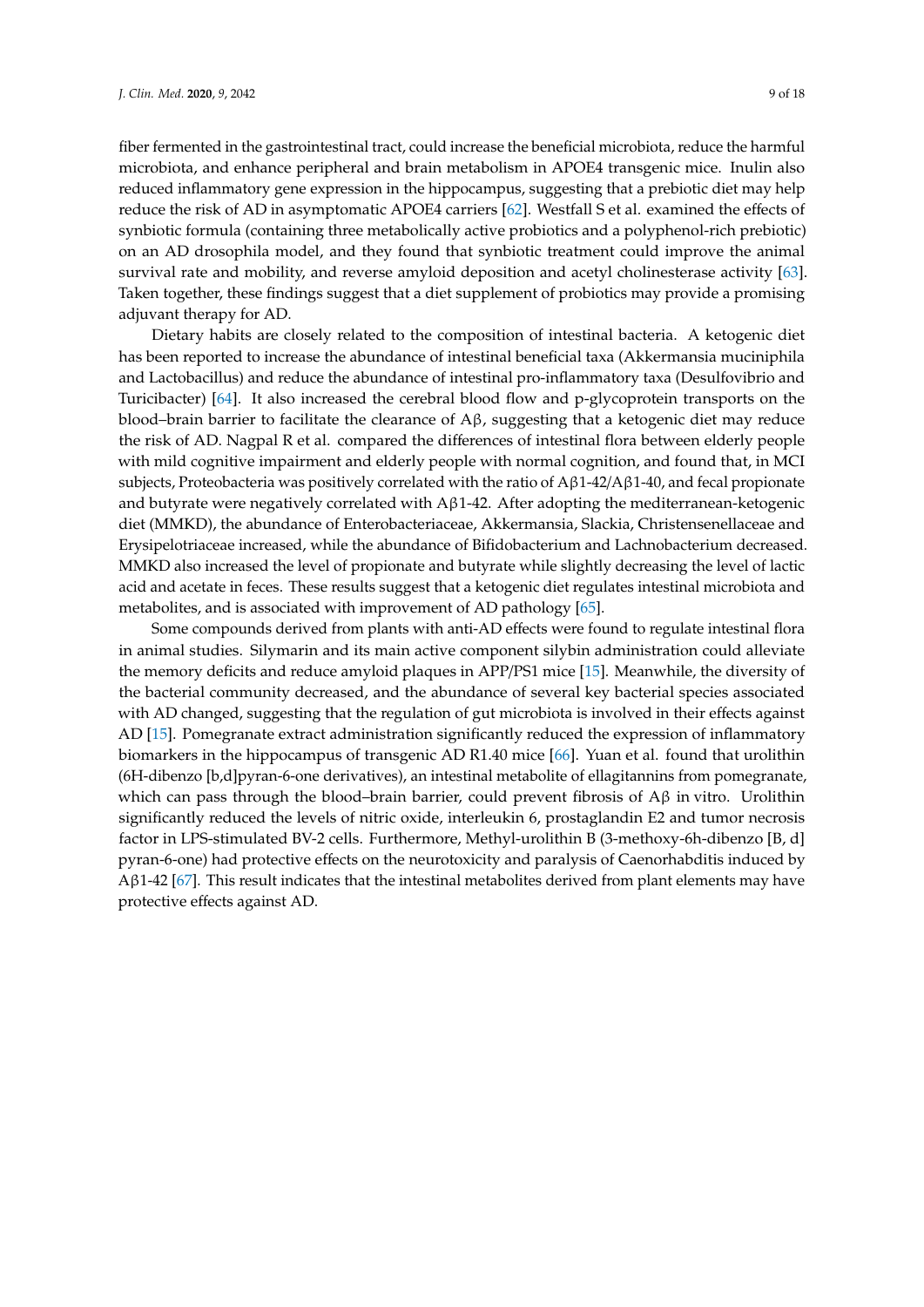fiber fermented in the gastrointestinal tract, could increase the beneficial microbiota, reduce the harmful microbiota, and enhance peripheral and brain metabolism in APOE4 transgenic mice. Inulin also reduced inflammatory gene expression in the hippocampus, suggesting that a prebiotic diet may help reduce the risk of AD in asymptomatic APOE4 carriers [62]. Westfall S et al. examined the effects of synbiotic formula (containing three metabolically active probiotics and a polyphenol-rich prebiotic) on an AD drosophila model, and they found that synbiotic treatment could improve the animal survival rate and mobility, and reverse amyloid deposition and acetyl cholinesterase activity [63]. Taken together, these findings suggest that a diet supplement of probiotics may provide a promising adjuvant therapy for AD.

Dietary habits are closely related to the composition of intestinal bacteria. A ketogenic diet has been reported to increase the abundance of intestinal beneficial taxa (Akkermansia muciniphila and Lactobacillus) and reduce the abundance of intestinal pro-inflammatory taxa (Desulfovibrio and Turicibacter) [64]. It also increased the cerebral blood flow and p-glycoprotein transports on the blood–brain barrier to facilitate the clearance of Aβ, suggesting that a ketogenic diet may reduce the risk of AD. Nagpal R et al. compared the differences of intestinal flora between elderly people with mild cognitive impairment and elderly people with normal cognition, and found that, in MCI subjects, Proteobacteria was positively correlated with the ratio of Aβ1-42/Aβ1-40, and fecal propionate and butyrate were negatively correlated with Aβ1-42. After adopting the mediterranean-ketogenic diet (MMKD), the abundance of Enterobacteriaceae, Akkermansia, Slackia, Christensenellaceae and Erysipelotriaceae increased, while the abundance of Bifidobacterium and Lachnobacterium decreased. MMKD also increased the level of propionate and butyrate while slightly decreasing the level of lactic acid and acetate in feces. These results suggest that a ketogenic diet regulates intestinal microbiota and metabolites, and is associated with improvement of AD pathology [65].

Some compounds derived from plants with anti-AD effects were found to regulate intestinal flora in animal studies. Silymarin and its main active component silybin administration could alleviate the memory deficits and reduce amyloid plaques in APP/PS1 mice [15]. Meanwhile, the diversity of the bacterial community decreased, and the abundance of several key bacterial species associated with AD changed, suggesting that the regulation of gut microbiota is involved in their effects against AD [15]. Pomegranate extract administration significantly reduced the expression of inflammatory biomarkers in the hippocampus of transgenic AD R1.40 mice [66]. Yuan et al. found that urolithin (6H-dibenzo [b,d]pyran-6-one derivatives), an intestinal metabolite of ellagitannins from pomegranate, which can pass through the blood–brain barrier, could prevent fibrosis of Aβ in vitro. Urolithin significantly reduced the levels of nitric oxide, interleukin 6, prostaglandin E2 and tumor necrosis factor in LPS-stimulated BV-2 cells. Furthermore, Methyl-urolithin B (3-methoxy-6h-dibenzo [B, d] pyran-6-one) had protective effects on the neurotoxicity and paralysis of Caenorhabditis induced by Aβ1-42 [67]. This result indicates that the intestinal metabolites derived from plant elements may have protective effects against AD.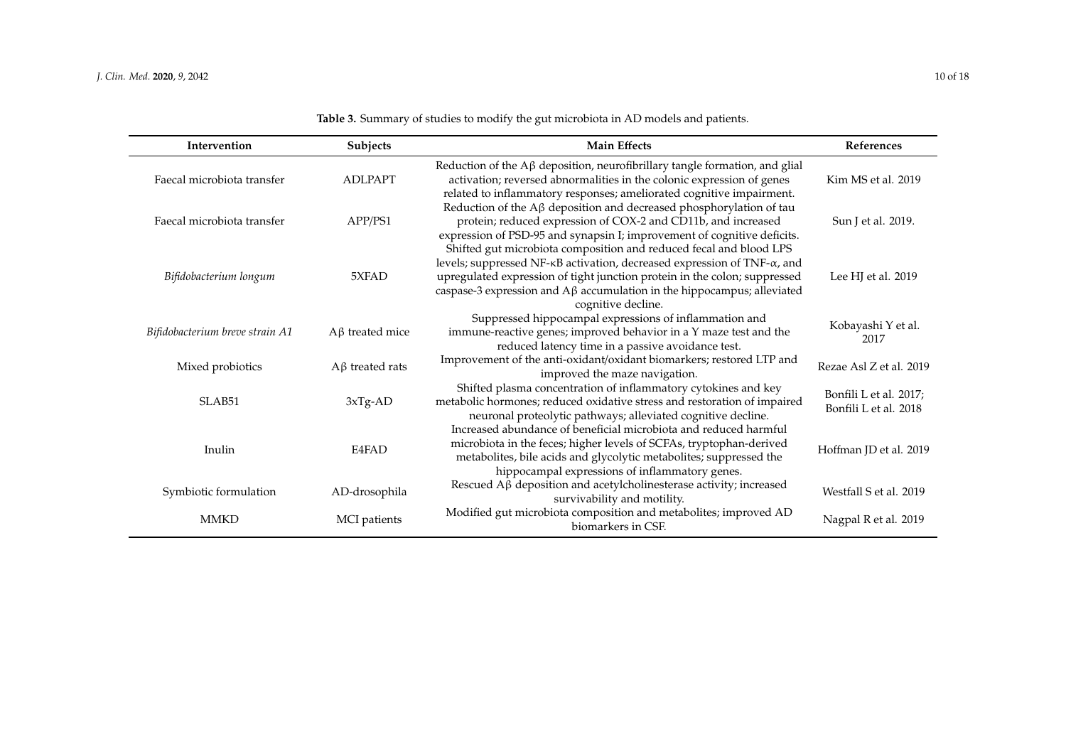**Table 3.** Summary of studies to modify the gut microbiota in AD models and patients.

| Intervention | Subjects | Main Effects | References |
|---|---|---|---|
| Faecal microbiota transfer | ADLPAPT | Reduction of the Aβ deposition, neurofibrillary tangle formation, and glial activation; reversed abnormalities in the colonic expression of genes related to inflammatory responses; ameliorated cognitive impairment. | Kim MS et al. 2019 |
| Faecal microbiota transfer | APP/PS1 | Reduction of the Aβ deposition and decreased phosphorylation of tau protein; reduced expression of COX-2 and CD11b, and increased expression of PSD-95 and synapsin I; improvement of cognitive deficits. | Sun J et al. 2019. |
| *Bifidobacterium longum* | 5XFAD | Shifted gut microbiota composition and reduced fecal and blood LPS levels; suppressed NF-κB activation, decreased expression of TNF-α, and upregulated expression of tight junction protein in the colon; suppressed caspase-3 expression and Aβ accumulation in the hippocampus; alleviated cognitive decline. | Lee HJ et al. 2019 |
| *Bifidobacterium breve strain A1* | Aβ treated mice | Suppressed hippocampal expressions of inflammation and immune-reactive genes; improved behavior in a Y maze test and the reduced latency time in a passive avoidance test. | Kobayashi Y et al. 2017 |
| Mixed probiotics | Aβ treated rats | Improvement of the anti-oxidant/oxidant biomarkers; restored LTP and improved the maze navigation. | Rezae Asl Z et al. 2019 |
| SLAB51 | 3xTg-AD | Shifted plasma concentration of inflammatory cytokines and key metabolic hormones; reduced oxidative stress and restoration of impaired neuronal proteolytic pathways; alleviated cognitive decline. | Bonfili L et al. 2017; Bonfili L et al. 2018 |
| Inulin | E4FAD | Increased abundance of beneficial microbiota and reduced harmful microbiota in the feces; higher levels of SCFAs, tryptophan-derived metabolites, bile acids and glycolytic metabolites; suppressed the hippocampal expressions of inflammatory genes. | Hoffman JD et al. 2019 |
| Symbiotic formulation | AD-drosophila | Rescued Aβ deposition and acetylcholinesterase activity; increased survivability and motility. | Westfall S et al. 2019 |
| MMKD | MCI patients | Modified gut microbiota composition and metabolites; improved AD biomarkers in CSF. | Nagpal R et al. 2019 |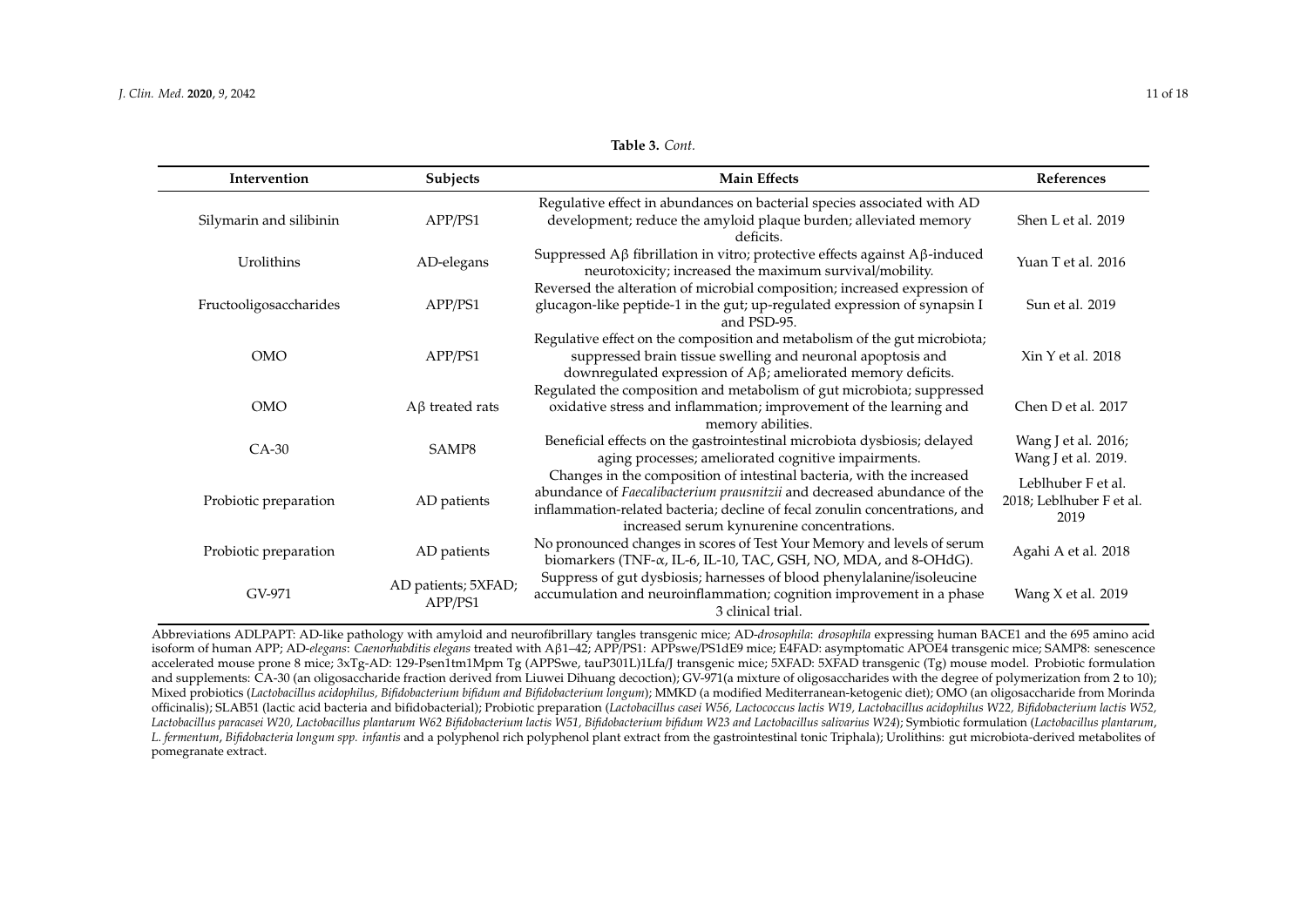**Table 3.** *Cont.*

| Intervention | Subjects | Main Effects | References |
|---|---|---|---|
| Silymarin and silibinin | APP/PS1 | Regulative effect in abundances on bacterial species associated with AD development; reduce the amyloid plaque burden; alleviated memory deficits. | Shen L et al. 2019 |
| Urolithins | AD-elegans | Suppressed Aβ fibrillation in vitro; protective effects against Aβ-induced neurotoxicity; increased the maximum survival/mobility. | Yuan T et al. 2016 |
| Fructooligosaccharides | APP/PS1 | Reversed the alteration of microbial composition; increased expression of glucagon-like peptide-1 in the gut; up-regulated expression of synapsin I and PSD-95. | Sun et al. 2019 |
| OMO | APP/PS1 | Regulative effect on the composition and metabolism of the gut microbiota; suppressed brain tissue swelling and neuronal apoptosis and downregulated expression of Aβ; ameliorated memory deficits. | Xin Y et al. 2018 |
| OMO | Aβ treated rats | Regulated the composition and metabolism of gut microbiota; suppressed oxidative stress and inflammation; improvement of the learning and memory abilities. | Chen D et al. 2017 |
| CA-30 | SAMP8 | Beneficial effects on the gastrointestinal microbiota dysbiosis; delayed aging processes; ameliorated cognitive impairments. | Wang J et al. 2016; Wang J et al. 2019. |
| Probiotic preparation | AD patients | Changes in the composition of intestinal bacteria, with the increased abundance of *Faecalibacterium prausnitzii* and decreased abundance of the inflammation-related bacteria; decline of fecal zonulin concentrations, and increased serum kynurenine concentrations. | Leblhuber F et al. 2018; Leblhuber F et al. 2019 |
| Probiotic preparation | AD patients | No pronounced changes in scores of Test Your Memory and levels of serum biomarkers (TNF-α, IL-6, IL-10, TAC, GSH, NO, MDA, and 8-OHdG). | Agahi A et al. 2018 |
| GV-971 | AD patients; 5XFAD; APP/PS1 | Suppress of gut dysbiosis; harnesses of blood phenylalanine/isoleucine accumulation and neuroinflammation; cognition improvement in a phase 3 clinical trial. | Wang X et al. 2019 |

Abbreviations ADLPAPT: AD-like pathology with amyloid and neurofibrillary tangles transgenic mice; AD-*drosophila*: *drosophila* expressing human BACE1 and the 695 amino acid isoform of human APP; AD-*elegans*: *Caenorhabditis elegans* treated with Aβ1–42; APP/PS1: APPswe/PS1dE9 mice; E4FAD: asymptomatic APOE4 transgenic mice; SAMP8: senescence accelerated mouse prone 8 mice; 3xTg-AD: 129-Psen1tm1Mpm Tg (APPSwe, tauP301L)1Lfa/J transgenic mice; 5XFAD: 5XFAD transgenic (Tg) mouse model. Probiotic formulation and supplements: CA-30 (an oligosaccharide fraction derived from Liuwei Dihuang decoction); GV-971(a mixture of oligosaccharides with the degree of polymerization from 2 to 10); Mixed probiotics (*Lactobacillus acidophilus, Bifidobacterium bifidum and Bifidobacterium longum*); MMKD (a modified Mediterranean-ketogenic diet); OMO (an oligosaccharide from Morinda officinalis); SLAB51 (lactic acid bacteria and bifidobacterial); Probiotic preparation (*Lactobacillus casei W56, Lactococcus lactis W19, Lactobacillus acidophilus W22, Bifidobacterium lactis W52, Lactobacillus paracasei W20, Lactobacillus plantarum W62 Bifidobacterium lactis W51, Bifidobacterium bifidum W23 and Lactobacillus salivarius W24*); Symbiotic formulation (*Lactobacillus plantarum*, *L. fermentum*, *Bifidobacteria longum spp. infantis* and a polyphenol rich polyphenol plant extract from the gastrointestinal tonic Triphala); Urolithins: gut microbiota-derived metabolites of pomegranate extract.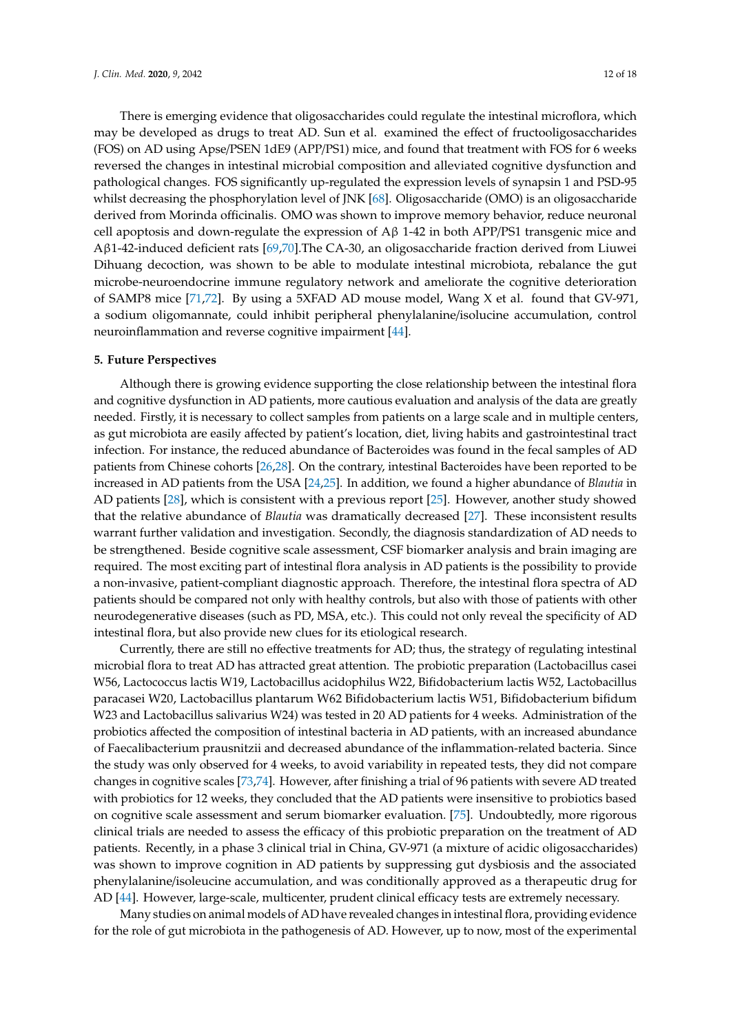There is emerging evidence that oligosaccharides could regulate the intestinal microflora, which may be developed as drugs to treat AD. Sun et al. examined the effect of fructooligosaccharides (FOS) on AD using Apse/PSEN 1dE9 (APP/PS1) mice, and found that treatment with FOS for 6 weeks reversed the changes in intestinal microbial composition and alleviated cognitive dysfunction and pathological changes. FOS significantly up-regulated the expression levels of synapsin 1 and PSD-95 whilst decreasing the phosphorylation level of JNK [68]. Oligosaccharide (OMO) is an oligosaccharide derived from Morinda officinalis. OMO was shown to improve memory behavior, reduce neuronal cell apoptosis and down-regulate the expression of Aβ 1-42 in both APP/PS1 transgenic mice and Aβ1-42-induced deficient rats [69,70].The CA-30, an oligosaccharide fraction derived from Liuwei Dihuang decoction, was shown to be able to modulate intestinal microbiota, rebalance the gut microbe-neuroendocrine immune regulatory network and ameliorate the cognitive deterioration of SAMP8 mice [71,72]. By using a 5XFAD AD mouse model, Wang X et al. found that GV-971, a sodium oligomannate, could inhibit peripheral phenylalanine/isolucine accumulation, control neuroinflammation and reverse cognitive impairment [44].

## 5. Future Perspectives

Although there is growing evidence supporting the close relationship between the intestinal flora and cognitive dysfunction in AD patients, more cautious evaluation and analysis of the data are greatly needed. Firstly, it is necessary to collect samples from patients on a large scale and in multiple centers, as gut microbiota are easily affected by patient's location, diet, living habits and gastrointestinal tract infection. For instance, the reduced abundance of Bacteroides was found in the fecal samples of AD patients from Chinese cohorts [26,28]. On the contrary, intestinal Bacteroides have been reported to be increased in AD patients from the USA [24,25]. In addition, we found a higher abundance of *Blautia* in AD patients [28], which is consistent with a previous report [25]. However, another study showed that the relative abundance of *Blautia* was dramatically decreased [27]. These inconsistent results warrant further validation and investigation. Secondly, the diagnosis standardization of AD needs to be strengthened. Beside cognitive scale assessment, CSF biomarker analysis and brain imaging are required. The most exciting part of intestinal flora analysis in AD patients is the possibility to provide a non-invasive, patient-compliant diagnostic approach. Therefore, the intestinal flora spectra of AD patients should be compared not only with healthy controls, but also with those of patients with other neurodegenerative diseases (such as PD, MSA, etc.). This could not only reveal the specificity of AD intestinal flora, but also provide new clues for its etiological research.

Currently, there are still no effective treatments for AD; thus, the strategy of regulating intestinal microbial flora to treat AD has attracted great attention. The probiotic preparation (Lactobacillus casei W56, Lactococcus lactis W19, Lactobacillus acidophilus W22, Bifidobacterium lactis W52, Lactobacillus paracasei W20, Lactobacillus plantarum W62 Bifidobacterium lactis W51, Bifidobacterium bifidum W23 and Lactobacillus salivarius W24) was tested in 20 AD patients for 4 weeks. Administration of the probiotics affected the composition of intestinal bacteria in AD patients, with an increased abundance of Faecalibacterium prausnitzii and decreased abundance of the inflammation-related bacteria. Since the study was only observed for 4 weeks, to avoid variability in repeated tests, they did not compare changes in cognitive scales [73,74]. However, after finishing a trial of 96 patients with severe AD treated with probiotics for 12 weeks, they concluded that the AD patients were insensitive to probiotics based on cognitive scale assessment and serum biomarker evaluation. [75]. Undoubtedly, more rigorous clinical trials are needed to assess the efficacy of this probiotic preparation on the treatment of AD patients. Recently, in a phase 3 clinical trial in China, GV-971 (a mixture of acidic oligosaccharides) was shown to improve cognition in AD patients by suppressing gut dysbiosis and the associated phenylalanine/isoleucine accumulation, and was conditionally approved as a therapeutic drug for AD [44]. However, large-scale, multicenter, prudent clinical efficacy tests are extremely necessary.

Many studies on animal models of AD have revealed changes in intestinal flora, providing evidence for the role of gut microbiota in the pathogenesis of AD. However, up to now, most of the experimental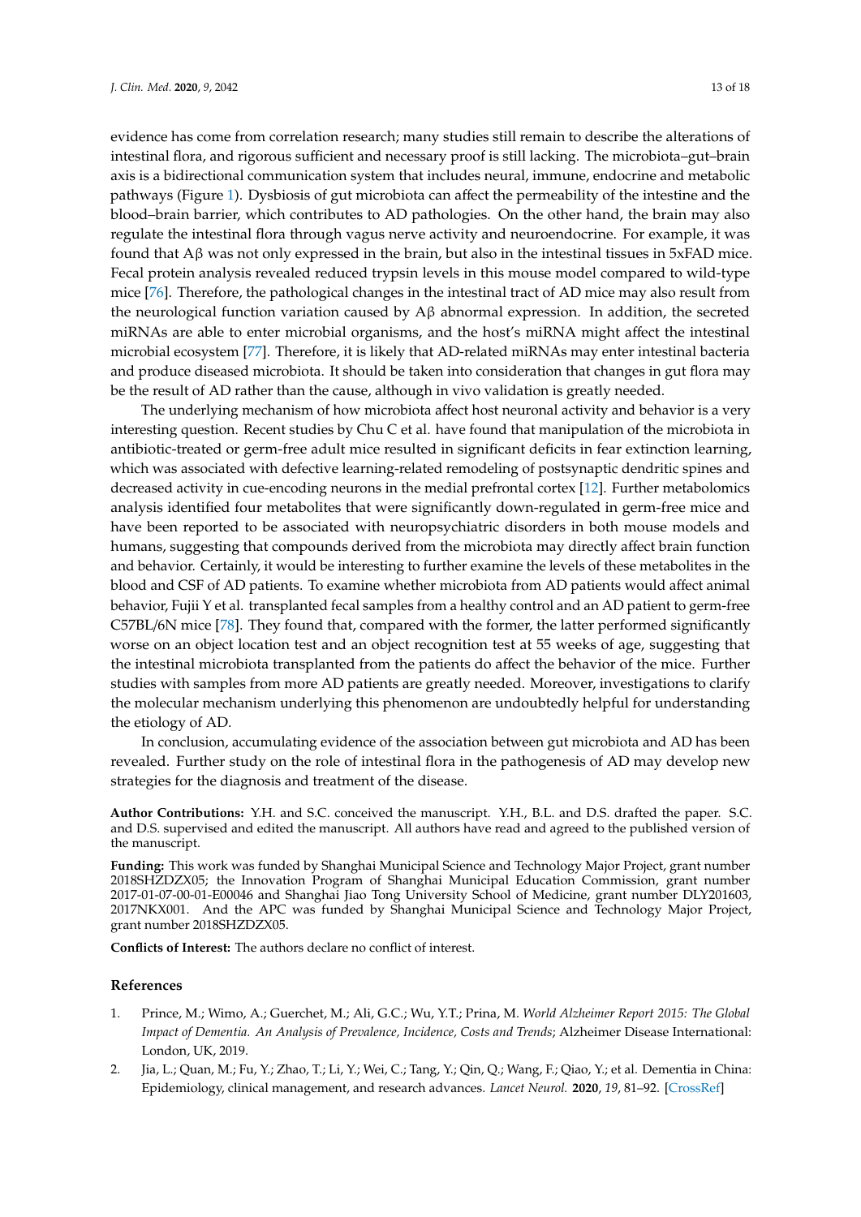evidence has come from correlation research; many studies still remain to describe the alterations of intestinal flora, and rigorous sufficient and necessary proof is still lacking. The microbiota–gut–brain axis is a bidirectional communication system that includes neural, immune, endocrine and metabolic pathways (Figure 1). Dysbiosis of gut microbiota can affect the permeability of the intestine and the blood–brain barrier, which contributes to AD pathologies. On the other hand, the brain may also regulate the intestinal flora through vagus nerve activity and neuroendocrine. For example, it was found that Aβ was not only expressed in the brain, but also in the intestinal tissues in 5xFAD mice. Fecal protein analysis revealed reduced trypsin levels in this mouse model compared to wild-type mice [76]. Therefore, the pathological changes in the intestinal tract of AD mice may also result from the neurological function variation caused by Aβ abnormal expression. In addition, the secreted miRNAs are able to enter microbial organisms, and the host's miRNA might affect the intestinal microbial ecosystem [77]. Therefore, it is likely that AD-related miRNAs may enter intestinal bacteria and produce diseased microbiota. It should be taken into consideration that changes in gut flora may be the result of AD rather than the cause, although in vivo validation is greatly needed.

The underlying mechanism of how microbiota affect host neuronal activity and behavior is a very interesting question. Recent studies by Chu C et al. have found that manipulation of the microbiota in antibiotic-treated or germ-free adult mice resulted in significant deficits in fear extinction learning, which was associated with defective learning-related remodeling of postsynaptic dendritic spines and decreased activity in cue-encoding neurons in the medial prefrontal cortex [12]. Further metabolomics analysis identified four metabolites that were significantly down-regulated in germ-free mice and have been reported to be associated with neuropsychiatric disorders in both mouse models and humans, suggesting that compounds derived from the microbiota may directly affect brain function and behavior. Certainly, it would be interesting to further examine the levels of these metabolites in the blood and CSF of AD patients. To examine whether microbiota from AD patients would affect animal behavior, Fujii Y et al. transplanted fecal samples from a healthy control and an AD patient to germ-free C57BL/6N mice [78]. They found that, compared with the former, the latter performed significantly worse on an object location test and an object recognition test at 55 weeks of age, suggesting that the intestinal microbiota transplanted from the patients do affect the behavior of the mice. Further studies with samples from more AD patients are greatly needed. Moreover, investigations to clarify the molecular mechanism underlying this phenomenon are undoubtedly helpful for understanding the etiology of AD.

In conclusion, accumulating evidence of the association between gut microbiota and AD has been revealed. Further study on the role of intestinal flora in the pathogenesis of AD may develop new strategies for the diagnosis and treatment of the disease.

**Author Contributions:** Y.H. and S.C. conceived the manuscript. Y.H., B.L. and D.S. drafted the paper. S.C. and D.S. supervised and edited the manuscript. All authors have read and agreed to the published version of the manuscript.

**Funding:** This work was funded by Shanghai Municipal Science and Technology Major Project, grant number 2018SHZDZX05; the Innovation Program of Shanghai Municipal Education Commission, grant number 2017-01-07-00-01-E00046 and Shanghai Jiao Tong University School of Medicine, grant number DLY201603, 2017NKX001. And the APC was funded by Shanghai Municipal Science and Technology Major Project, grant number 2018SHZDZX05.

**Conflicts of Interest:** The authors declare no conflict of interest.

## References

1. Prince, M.; Wimo, A.; Guerchet, M.; Ali, G.C.; Wu, Y.T.; Prina, M. *World Alzheimer Report 2015: The Global Impact of Dementia. An Analysis of Prevalence, Incidence, Costs and Trends*; Alzheimer Disease International: London, UK, 2019.
2. Jia, L.; Quan, M.; Fu, Y.; Zhao, T.; Li, Y.; Wei, C.; Tang, Y.; Qin, Q.; Wang, F.; Qiao, Y.; et al. Dementia in China: Epidemiology, clinical management, and research advances. *Lancet Neurol.* **2020**, *19*, 81–92. [CrossRef]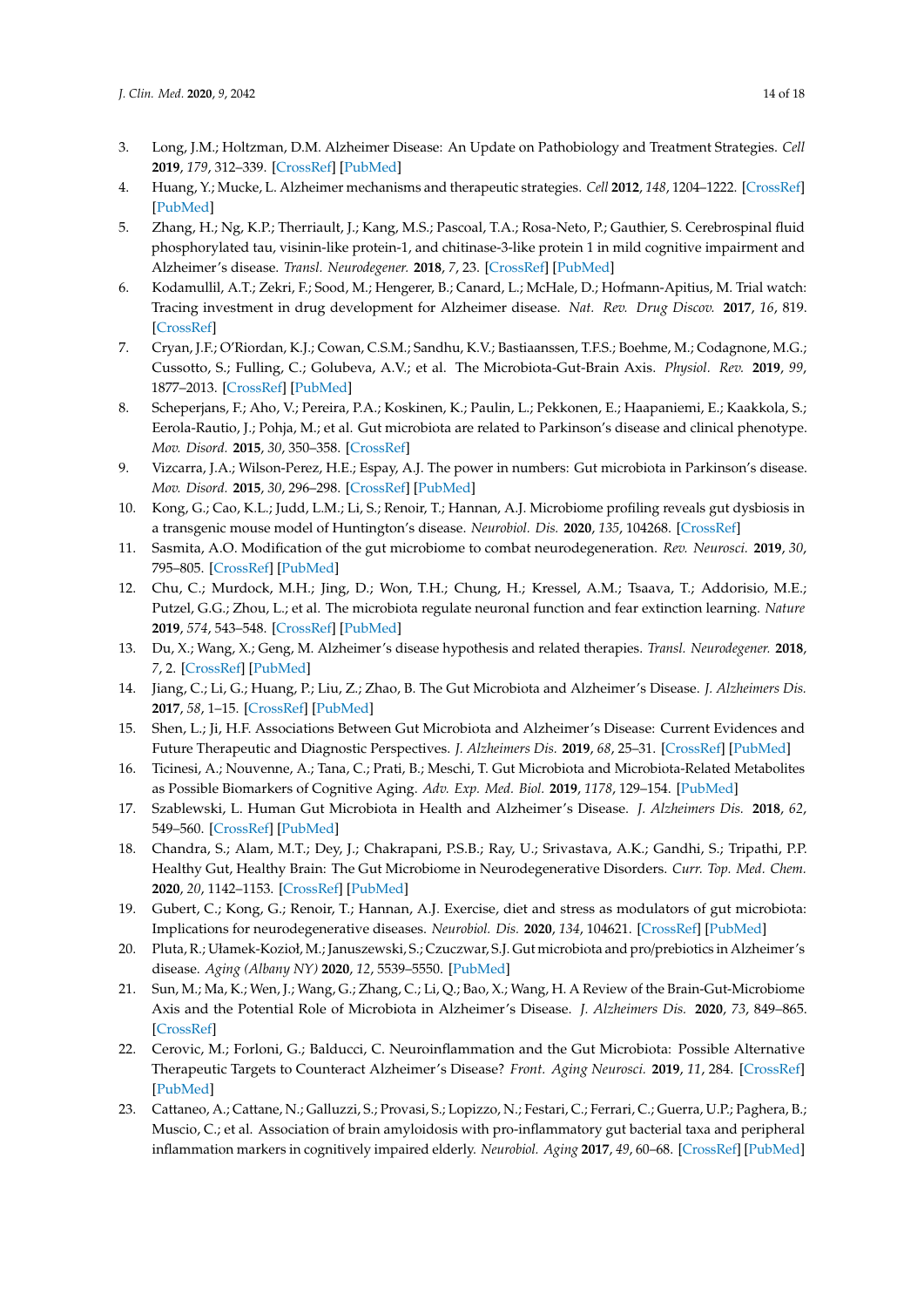3. Long, J.M.; Holtzman, D.M. Alzheimer Disease: An Update on Pathobiology and Treatment Strategies. *Cell* **2019**, *179*, 312–339. [CrossRef] [PubMed]
4. Huang, Y.; Mucke, L. Alzheimer mechanisms and therapeutic strategies. *Cell* **2012**, *148*, 1204–1222. [CrossRef] [PubMed]
5. Zhang, H.; Ng, K.P.; Therriault, J.; Kang, M.S.; Pascoal, T.A.; Rosa-Neto, P.; Gauthier, S. Cerebrospinal fluid phosphorylated tau, visinin-like protein-1, and chitinase-3-like protein 1 in mild cognitive impairment and Alzheimer's disease. *Transl. Neurodegener.* **2018**, *7*, 23. [CrossRef] [PubMed]
6. Kodamullil, A.T.; Zekri, F.; Sood, M.; Hengerer, B.; Canard, L.; McHale, D.; Hofmann-Apitius, M. Trial watch: Tracing investment in drug development for Alzheimer disease. *Nat. Rev. Drug Discov.* **2017**, *16*, 819. [CrossRef]
7. Cryan, J.F.; O'Riordan, K.J.; Cowan, C.S.M.; Sandhu, K.V.; Bastiaanssen, T.F.S.; Boehme, M.; Codagnone, M.G.; Cussotto, S.; Fulling, C.; Golubeva, A.V.; et al. The Microbiota-Gut-Brain Axis. *Physiol. Rev.* **2019**, *99*, 1877–2013. [CrossRef] [PubMed]
8. Scheperjans, F.; Aho, V.; Pereira, P.A.; Koskinen, K.; Paulin, L.; Pekkonen, E.; Haapaniemi, E.; Kaakkola, S.; Eerola-Rautio, J.; Pohja, M.; et al. Gut microbiota are related to Parkinson's disease and clinical phenotype. *Mov. Disord.* **2015**, *30*, 350–358. [CrossRef]
9. Vizcarra, J.A.; Wilson-Perez, H.E.; Espay, A.J. The power in numbers: Gut microbiota in Parkinson's disease. *Mov. Disord.* **2015**, *30*, 296–298. [CrossRef] [PubMed]
10. Kong, G.; Cao, K.L.; Judd, L.M.; Li, S.; Renoir, T.; Hannan, A.J. Microbiome profiling reveals gut dysbiosis in a transgenic mouse model of Huntington's disease. *Neurobiol. Dis.* **2020**, *135*, 104268. [CrossRef]
11. Sasmita, A.O. Modification of the gut microbiome to combat neurodegeneration. *Rev. Neurosci.* **2019**, *30*, 795–805. [CrossRef] [PubMed]
12. Chu, C.; Murdock, M.H.; Jing, D.; Won, T.H.; Chung, H.; Kressel, A.M.; Tsaava, T.; Addorisio, M.E.; Putzel, G.G.; Zhou, L.; et al. The microbiota regulate neuronal function and fear extinction learning. *Nature* **2019**, *574*, 543–548. [CrossRef] [PubMed]
13. Du, X.; Wang, X.; Geng, M. Alzheimer's disease hypothesis and related therapies. *Transl. Neurodegener.* **2018**, *7*, 2. [CrossRef] [PubMed]
14. Jiang, C.; Li, G.; Huang, P.; Liu, Z.; Zhao, B. The Gut Microbiota and Alzheimer's Disease. *J. Alzheimers Dis.* **2017**, *58*, 1–15. [CrossRef] [PubMed]
15. Shen, L.; Ji, H.F. Associations Between Gut Microbiota and Alzheimer's Disease: Current Evidences and Future Therapeutic and Diagnostic Perspectives. *J. Alzheimers Dis.* **2019**, *68*, 25–31. [CrossRef] [PubMed]
16. Ticinesi, A.; Nouvenne, A.; Tana, C.; Prati, B.; Meschi, T. Gut Microbiota and Microbiota-Related Metabolites as Possible Biomarkers of Cognitive Aging. *Adv. Exp. Med. Biol.* **2019**, *1178*, 129–154. [PubMed]
17. Szablewski, L. Human Gut Microbiota in Health and Alzheimer's Disease. *J. Alzheimers Dis.* **2018**, *62*, 549–560. [CrossRef] [PubMed]
18. Chandra, S.; Alam, M.T.; Dey, J.; Chakrapani, P.S.B.; Ray, U.; Srivastava, A.K.; Gandhi, S.; Tripathi, P.P. Healthy Gut, Healthy Brain: The Gut Microbiome in Neurodegenerative Disorders. *Curr. Top. Med. Chem.* **2020**, *20*, 1142–1153. [CrossRef] [PubMed]
19. Gubert, C.; Kong, G.; Renoir, T.; Hannan, A.J. Exercise, diet and stress as modulators of gut microbiota: Implications for neurodegenerative diseases. *Neurobiol. Dis.* **2020**, *134*, 104621. [CrossRef] [PubMed]
20. Pluta, R.; Ułamek-Kozioł, M.; Januszewski, S.; Czuczwar, S.J. Gut microbiota and pro/prebiotics in Alzheimer's disease. *Aging (Albany NY)* **2020**, *12*, 5539–5550. [PubMed]
21. Sun, M.; Ma, K.; Wen, J.; Wang, G.; Zhang, C.; Li, Q.; Bao, X.; Wang, H. A Review of the Brain-Gut-Microbiome Axis and the Potential Role of Microbiota in Alzheimer's Disease. *J. Alzheimers Dis.* **2020**, *73*, 849–865. [CrossRef]
22. Cerovic, M.; Forloni, G.; Balducci, C. Neuroinflammation and the Gut Microbiota: Possible Alternative Therapeutic Targets to Counteract Alzheimer's Disease? *Front. Aging Neurosci.* **2019**, *11*, 284. [CrossRef] [PubMed]
23. Cattaneo, A.; Cattane, N.; Galluzzi, S.; Provasi, S.; Lopizzo, N.; Festari, C.; Ferrari, C.; Guerra, U.P.; Paghera, B.; Muscio, C.; et al. Association of brain amyloidosis with pro-inflammatory gut bacterial taxa and peripheral inflammation markers in cognitively impaired elderly. *Neurobiol. Aging* **2017**, *49*, 60–68. [CrossRef] [PubMed]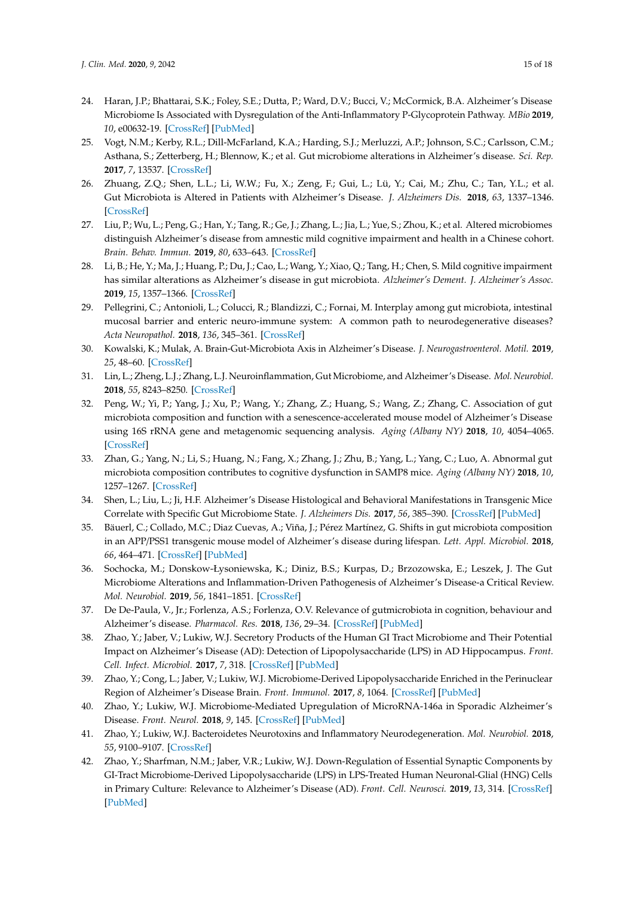24. Haran, J.P.; Bhattarai, S.K.; Foley, S.E.; Dutta, P.; Ward, D.V.; Bucci, V.; McCormick, B.A. Alzheimer's Disease Microbiome Is Associated with Dysregulation of the Anti-Inflammatory P-Glycoprotein Pathway. *MBio* **2019**, *10*, e00632-19. [CrossRef] [PubMed]
25. Vogt, N.M.; Kerby, R.L.; Dill-McFarland, K.A.; Harding, S.J.; Merluzzi, A.P.; Johnson, S.C.; Carlsson, C.M.; Asthana, S.; Zetterberg, H.; Blennow, K.; et al. Gut microbiome alterations in Alzheimer's disease. *Sci. Rep.* **2017**, *7*, 13537. [CrossRef]
26. Zhuang, Z.Q.; Shen, L.L.; Li, W.W.; Fu, X.; Zeng, F.; Gui, L.; Lü, Y.; Cai, M.; Zhu, C.; Tan, Y.L.; et al. Gut Microbiota is Altered in Patients with Alzheimer's Disease. *J. Alzheimers Dis.* **2018**, *63*, 1337–1346. [CrossRef]
27. Liu, P.; Wu, L.; Peng, G.; Han, Y.; Tang, R.; Ge, J.; Zhang, L.; Jia, L.; Yue, S.; Zhou, K.; et al. Altered microbiomes distinguish Alzheimer's disease from amnestic mild cognitive impairment and health in a Chinese cohort. *Brain. Behav. Immun.* **2019**, *80*, 633–643. [CrossRef]
28. Li, B.; He, Y.; Ma, J.; Huang, P.; Du, J.; Cao, L.; Wang, Y.; Xiao, Q.; Tang, H.; Chen, S. Mild cognitive impairment has similar alterations as Alzheimer's disease in gut microbiota. *Alzheimer's Dement. J. Alzheimer's Assoc.* **2019**, *15*, 1357–1366. [CrossRef]
29. Pellegrini, C.; Antonioli, L.; Colucci, R.; Blandizzi, C.; Fornai, M. Interplay among gut microbiota, intestinal mucosal barrier and enteric neuro-immune system: A common path to neurodegenerative diseases? *Acta Neuropathol.* **2018**, *136*, 345–361. [CrossRef]
30. Kowalski, K.; Mulak, A. Brain-Gut-Microbiota Axis in Alzheimer's Disease. *J. Neurogastroenterol. Motil.* **2019**, *25*, 48–60. [CrossRef]
31. Lin, L.; Zheng, L.J.; Zhang, L.J. Neuroinflammation, Gut Microbiome, and Alzheimer's Disease. *Mol. Neurobiol.* **2018**, *55*, 8243–8250. [CrossRef]
32. Peng, W.; Yi, P.; Yang, J.; Xu, P.; Wang, Y.; Zhang, Z.; Huang, S.; Wang, Z.; Zhang, C. Association of gut microbiota composition and function with a senescence-accelerated mouse model of Alzheimer's Disease using 16S rRNA gene and metagenomic sequencing analysis. *Aging (Albany NY)* **2018**, *10*, 4054–4065. [CrossRef]
33. Zhan, G.; Yang, N.; Li, S.; Huang, N.; Fang, X.; Zhang, J.; Zhu, B.; Yang, L.; Yang, C.; Luo, A. Abnormal gut microbiota composition contributes to cognitive dysfunction in SAMP8 mice. *Aging (Albany NY)* **2018**, *10*, 1257–1267. [CrossRef]
34. Shen, L.; Liu, L.; Ji, H.F. Alzheimer's Disease Histological and Behavioral Manifestations in Transgenic Mice Correlate with Specific Gut Microbiome State. *J. Alzheimers Dis.* **2017**, *56*, 385–390. [CrossRef] [PubMed]
35. Bäuerl, C.; Collado, M.C.; Diaz Cuevas, A.; Viña, J.; Pérez Martínez, G. Shifts in gut microbiota composition in an APP/PSS1 transgenic mouse model of Alzheimer's disease during lifespan. *Lett. Appl. Microbiol.* **2018**, *66*, 464–471. [CrossRef] [PubMed]
36. Sochocka, M.; Donskow-Łysoniewska, K.; Diniz, B.S.; Kurpas, D.; Brzozowska, E.; Leszek, J. The Gut Microbiome Alterations and Inflammation-Driven Pathogenesis of Alzheimer's Disease-a Critical Review. *Mol. Neurobiol.* **2019**, *56*, 1841–1851. [CrossRef]
37. De De-Paula, V., Jr.; Forlenza, A.S.; Forlenza, O.V. Relevance of gutmicrobiota in cognition, behaviour and Alzheimer's disease. *Pharmacol. Res.* **2018**, *136*, 29–34. [CrossRef] [PubMed]
38. Zhao, Y.; Jaber, V.; Lukiw, W.J. Secretory Products of the Human GI Tract Microbiome and Their Potential Impact on Alzheimer's Disease (AD): Detection of Lipopolysaccharide (LPS) in AD Hippocampus. *Front. Cell. Infect. Microbiol.* **2017**, *7*, 318. [CrossRef] [PubMed]
39. Zhao, Y.; Cong, L.; Jaber, V.; Lukiw, W.J. Microbiome-Derived Lipopolysaccharide Enriched in the Perinuclear Region of Alzheimer's Disease Brain. *Front. Immunol.* **2017**, *8*, 1064. [CrossRef] [PubMed]
40. Zhao, Y.; Lukiw, W.J. Microbiome-Mediated Upregulation of MicroRNA-146a in Sporadic Alzheimer's Disease. *Front. Neurol.* **2018**, *9*, 145. [CrossRef] [PubMed]
41. Zhao, Y.; Lukiw, W.J. Bacteroidetes Neurotoxins and Inflammatory Neurodegeneration. *Mol. Neurobiol.* **2018**, *55*, 9100–9107. [CrossRef]
42. Zhao, Y.; Sharfman, N.M.; Jaber, V.R.; Lukiw, W.J. Down-Regulation of Essential Synaptic Components by GI-Tract Microbiome-Derived Lipopolysaccharide (LPS) in LPS-Treated Human Neuronal-Glial (HNG) Cells in Primary Culture: Relevance to Alzheimer's Disease (AD). *Front. Cell. Neurosci.* **2019**, *13*, 314. [CrossRef] [PubMed]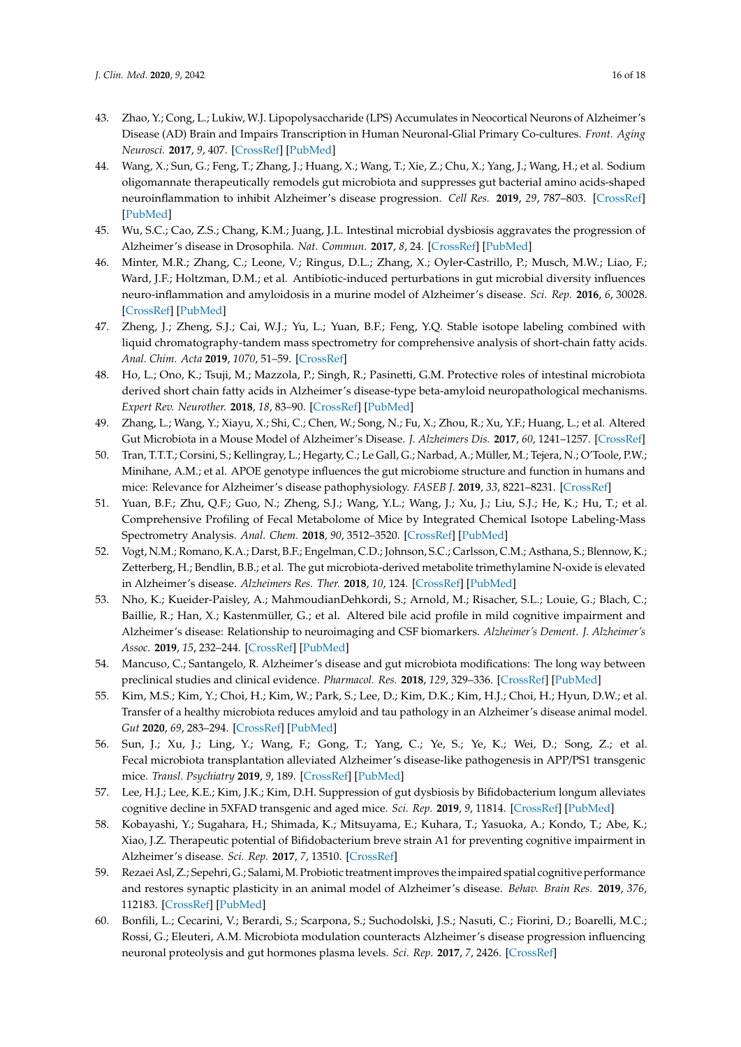43. Zhao, Y.; Cong, L.; Lukiw, W.J. Lipopolysaccharide (LPS) Accumulates in Neocortical Neurons of Alzheimer's Disease (AD) Brain and Impairs Transcription in Human Neuronal-Glial Primary Co-cultures. *Front. Aging Neurosci.* **2017**, *9*, 407. [CrossRef] [PubMed]
44. Wang, X.; Sun, G.; Feng, T.; Zhang, J.; Huang, X.; Wang, T.; Xie, Z.; Chu, X.; Yang, J.; Wang, H.; et al. Sodium oligomannate therapeutically remodels gut microbiota and suppresses gut bacterial amino acids-shaped neuroinflammation to inhibit Alzheimer's disease progression. *Cell Res.* **2019**, *29*, 787–803. [CrossRef] [PubMed]
45. Wu, S.C.; Cao, Z.S.; Chang, K.M.; Juang, J.L. Intestinal microbial dysbiosis aggravates the progression of Alzheimer's disease in Drosophila. *Nat. Commun.* **2017**, *8*, 24. [CrossRef] [PubMed]
46. Minter, M.R.; Zhang, C.; Leone, V.; Ringus, D.L.; Zhang, X.; Oyler-Castrillo, P.; Musch, M.W.; Liao, F.; Ward, J.F.; Holtzman, D.M.; et al. Antibiotic-induced perturbations in gut microbial diversity influences neuro-inflammation and amyloidosis in a murine model of Alzheimer's disease. *Sci. Rep.* **2016**, *6*, 30028. [CrossRef] [PubMed]
47. Zheng, J.; Zheng, S.J.; Cai, W.J.; Yu, L.; Yuan, B.F.; Feng, Y.Q. Stable isotope labeling combined with liquid chromatography-tandem mass spectrometry for comprehensive analysis of short-chain fatty acids. *Anal. Chim. Acta* **2019**, *1070*, 51–59. [CrossRef]
48. Ho, L.; Ono, K.; Tsuji, M.; Mazzola, P.; Singh, R.; Pasinetti, G.M. Protective roles of intestinal microbiota derived short chain fatty acids in Alzheimer's disease-type beta-amyloid neuropathological mechanisms. *Expert Rev. Neurother.* **2018**, *18*, 83–90. [CrossRef] [PubMed]
49. Zhang, L.; Wang, Y.; Xiayu, X.; Shi, C.; Chen, W.; Song, N.; Fu, X.; Zhou, R.; Xu, Y.F.; Huang, L.; et al. Altered Gut Microbiota in a Mouse Model of Alzheimer's Disease. *J. Alzheimers Dis.* **2017**, *60*, 1241–1257. [CrossRef]
50. Tran, T.T.T.; Corsini, S.; Kellingray, L.; Hegarty, C.; Le Gall, G.; Narbad, A.; Müller, M.; Tejera, N.; O'Toole, P.W.; Minihane, A.M.; et al. APOE genotype influences the gut microbiome structure and function in humans and mice: Relevance for Alzheimer's disease pathophysiology. *FASEB J.* **2019**, *33*, 8221–8231. [CrossRef]
51. Yuan, B.F.; Zhu, Q.F.; Guo, N.; Zheng, S.J.; Wang, Y.L.; Wang, J.; Xu, J.; Liu, S.J.; He, K.; Hu, T.; et al. Comprehensive Profiling of Fecal Metabolome of Mice by Integrated Chemical Isotope Labeling-Mass Spectrometry Analysis. *Anal. Chem.* **2018**, *90*, 3512–3520. [CrossRef] [PubMed]
52. Vogt, N.M.; Romano, K.A.; Darst, B.F.; Engelman, C.D.; Johnson, S.C.; Carlsson, C.M.; Asthana, S.; Blennow, K.; Zetterberg, H.; Bendlin, B.B.; et al. The gut microbiota-derived metabolite trimethylamine N-oxide is elevated in Alzheimer's disease. *Alzheimers Res. Ther.* **2018**, *10*, 124. [CrossRef] [PubMed]
53. Nho, K.; Kueider-Paisley, A.; MahmoudianDehkordi, S.; Arnold, M.; Risacher, S.L.; Louie, G.; Blach, C.; Baillie, R.; Han, X.; Kastenmüller, G.; et al. Altered bile acid profile in mild cognitive impairment and Alzheimer's disease: Relationship to neuroimaging and CSF biomarkers. *Alzheimer's Dement. J. Alzheimer's Assoc.* **2019**, *15*, 232–244. [CrossRef] [PubMed]
54. Mancuso, C.; Santangelo, R. Alzheimer's disease and gut microbiota modifications: The long way between preclinical studies and clinical evidence. *Pharmacol. Res.* **2018**, *129*, 329–336. [CrossRef] [PubMed]
55. Kim, M.S.; Kim, Y.; Choi, H.; Kim, W.; Park, S.; Lee, D.; Kim, D.K.; Kim, H.J.; Choi, H.; Hyun, D.W.; et al. Transfer of a healthy microbiota reduces amyloid and tau pathology in an Alzheimer's disease animal model. *Gut* **2020**, *69*, 283–294. [CrossRef] [PubMed]
56. Sun, J.; Xu, J.; Ling, Y.; Wang, F.; Gong, T.; Yang, C.; Ye, S.; Ye, K.; Wei, D.; Song, Z.; et al. Fecal microbiota transplantation alleviated Alzheimer's disease-like pathogenesis in APP/PS1 transgenic mice. *Transl. Psychiatry* **2019**, *9*, 189. [CrossRef] [PubMed]
57. Lee, H.J.; Lee, K.E.; Kim, J.K.; Kim, D.H. Suppression of gut dysbiosis by Bifidobacterium longum alleviates cognitive decline in 5XFAD transgenic and aged mice. *Sci. Rep.* **2019**, *9*, 11814. [CrossRef] [PubMed]
58. Kobayashi, Y.; Sugahara, H.; Shimada, K.; Mitsuyama, E.; Kuhara, T.; Yasuoka, A.; Kondo, T.; Abe, K.; Xiao, J.Z. Therapeutic potential of Bifidobacterium breve strain A1 for preventing cognitive impairment in Alzheimer's disease. *Sci. Rep.* **2017**, *7*, 13510. [CrossRef]
59. Rezaei Asl, Z.; Sepehri, G.; Salami, M. Probiotic treatment improves the impaired spatial cognitive performance and restores synaptic plasticity in an animal model of Alzheimer's disease. *Behav. Brain Res.* **2019**, *376*, 112183. [CrossRef] [PubMed]
60. Bonfili, L.; Cecarini, V.; Berardi, S.; Scarpona, S.; Suchodolski, J.S.; Nasuti, C.; Fiorini, D.; Boarelli, M.C.; Rossi, G.; Eleuteri, A.M. Microbiota modulation counteracts Alzheimer's disease progression influencing neuronal proteolysis and gut hormones plasma levels. *Sci. Rep.* **2017**, *7*, 2426. [CrossRef]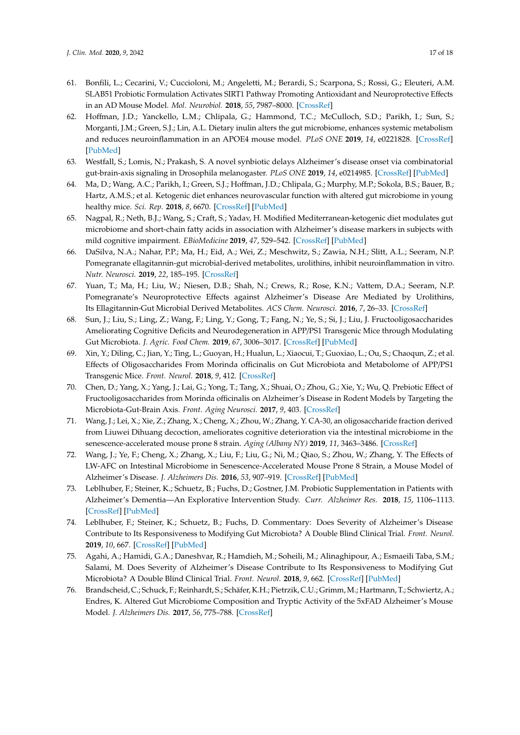61. Bonfili, L.; Cecarini, V.; Cuccioloni, M.; Angeletti, M.; Berardi, S.; Scarpona, S.; Rossi, G.; Eleuteri, A.M. SLAB51 Probiotic Formulation Activates SIRT1 Pathway Promoting Antioxidant and Neuroprotective Effects in an AD Mouse Model. *Mol. Neurobiol.* **2018**, *55*, 7987–8000. [CrossRef]
62. Hoffman, J.D.; Yanckello, L.M.; Chlipala, G.; Hammond, T.C.; McCulloch, S.D.; Parikh, I.; Sun, S.; Morganti, J.M.; Green, S.J.; Lin, A.L. Dietary inulin alters the gut microbiome, enhances systemic metabolism and reduces neuroinflammation in an APOE4 mouse model. *PLoS ONE* **2019**, *14*, e0221828. [CrossRef] [PubMed]
63. Westfall, S.; Lomis, N.; Prakash, S. A novel synbiotic delays Alzheimer's disease onset via combinatorial gut-brain-axis signaling in Drosophila melanogaster. *PLoS ONE* **2019**, *14*, e0214985. [CrossRef] [PubMed]
64. Ma, D.; Wang, A.C.; Parikh, I.; Green, S.J.; Hoffman, J.D.; Chlipala, G.; Murphy, M.P.; Sokola, B.S.; Bauer, B.; Hartz, A.M.S.; et al. Ketogenic diet enhances neurovascular function with altered gut microbiome in young healthy mice. *Sci. Rep.* **2018**, *8*, 6670. [CrossRef] [PubMed]
65. Nagpal, R.; Neth, B.J.; Wang, S.; Craft, S.; Yadav, H. Modified Mediterranean-ketogenic diet modulates gut microbiome and short-chain fatty acids in association with Alzheimer's disease markers in subjects with mild cognitive impairment. *EBioMedicine* **2019**, *47*, 529–542. [CrossRef] [PubMed]
66. DaSilva, N.A.; Nahar, P.P.; Ma, H.; Eid, A.; Wei, Z.; Meschwitz, S.; Zawia, N.H.; Slitt, A.L.; Seeram, N.P. Pomegranate ellagitannin-gut microbial-derived metabolites, urolithins, inhibit neuroinflammation in vitro. *Nutr. Neurosci.* **2019**, *22*, 185–195. [CrossRef]
67. Yuan, T.; Ma, H.; Liu, W.; Niesen, D.B.; Shah, N.; Crews, R.; Rose, K.N.; Vattem, D.A.; Seeram, N.P. Pomegranate's Neuroprotective Effects against Alzheimer's Disease Are Mediated by Urolithins, Its Ellagitannin-Gut Microbial Derived Metabolites. *ACS Chem. Neurosci.* **2016**, *7*, 26–33. [CrossRef]
68. Sun, J.; Liu, S.; Ling, Z.; Wang, F.; Ling, Y.; Gong, T.; Fang, N.; Ye, S.; Si, J.; Liu, J. Fructooligosaccharides Ameliorating Cognitive Deficits and Neurodegeneration in APP/PS1 Transgenic Mice through Modulating Gut Microbiota. *J. Agric. Food Chem.* **2019**, *67*, 3006–3017. [CrossRef] [PubMed]
69. Xin, Y.; Diling, C.; Jian, Y.; Ting, L.; Guoyan, H.; Hualun, L.; Xiaocui, T.; Guoxiao, L.; Ou, S.; Chaoqun, Z.; et al. Effects of Oligosaccharides From Morinda officinalis on Gut Microbiota and Metabolome of APP/PS1 Transgenic Mice. *Front. Neurol.* **2018**, *9*, 412. [CrossRef]
70. Chen, D.; Yang, X.; Yang, J.; Lai, G.; Yong, T.; Tang, X.; Shuai, O.; Zhou, G.; Xie, Y.; Wu, Q. Prebiotic Effect of Fructooligosaccharides from Morinda officinalis on Alzheimer's Disease in Rodent Models by Targeting the Microbiota-Gut-Brain Axis. *Front. Aging Neurosci.* **2017**, *9*, 403. [CrossRef]
71. Wang, J.; Lei, X.; Xie, Z.; Zhang, X.; Cheng, X.; Zhou, W.; Zhang, Y. CA-30, an oligosaccharide fraction derived from Liuwei Dihuang decoction, ameliorates cognitive deterioration via the intestinal microbiome in the senescence-accelerated mouse prone 8 strain. *Aging (Albany NY)* **2019**, *11*, 3463–3486. [CrossRef]
72. Wang, J.; Ye, F.; Cheng, X.; Zhang, X.; Liu, F.; Liu, G.; Ni, M.; Qiao, S.; Zhou, W.; Zhang, Y. The Effects of LW-AFC on Intestinal Microbiome in Senescence-Accelerated Mouse Prone 8 Strain, a Mouse Model of Alzheimer's Disease. *J. Alzheimers Dis.* **2016**, *53*, 907–919. [CrossRef] [PubMed]
73. Leblhuber, F.; Steiner, K.; Schuetz, B.; Fuchs, D.; Gostner, J.M. Probiotic Supplementation in Patients with Alzheimer's Dementia—An Explorative Intervention Study. *Curr. Alzheimer Res.* **2018**, *15*, 1106–1113. [CrossRef] [PubMed]
74. Leblhuber, F.; Steiner, K.; Schuetz, B.; Fuchs, D. Commentary: Does Severity of Alzheimer's Disease Contribute to Its Responsiveness to Modifying Gut Microbiota? A Double Blind Clinical Trial. *Front. Neurol.* **2019**, *10*, 667. [CrossRef] [PubMed]
75. Agahi, A.; Hamidi, G.A.; Daneshvar, R.; Hamdieh, M.; Soheili, M.; Alinaghipour, A.; Esmaeili Taba, S.M.; Salami, M. Does Severity of Alzheimer's Disease Contribute to Its Responsiveness to Modifying Gut Microbiota? A Double Blind Clinical Trial. *Front. Neurol.* **2018**, *9*, 662. [CrossRef] [PubMed]
76. Brandscheid, C.; Schuck, F.; Reinhardt, S.; Schäfer, K.H.; Pietrzik, C.U.; Grimm, M.; Hartmann, T.; Schwiertz, A.; Endres, K. Altered Gut Microbiome Composition and Tryptic Activity of the 5xFAD Alzheimer's Mouse Model. *J. Alzheimers Dis.* **2017**, *56*, 775–788. [CrossRef]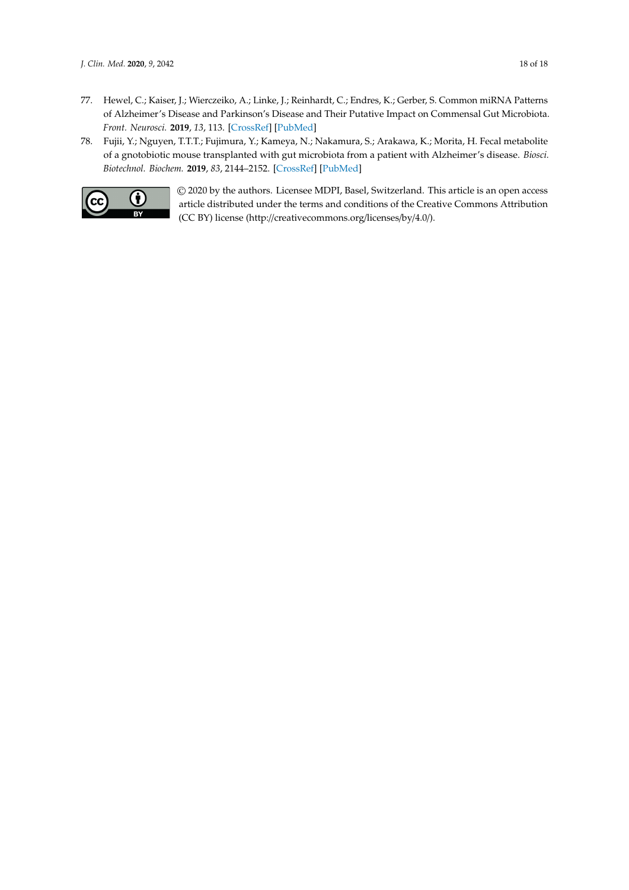77. Hewel, C.; Kaiser, J.; Wierczeiko, A.; Linke, J.; Reinhardt, C.; Endres, K.; Gerber, S. Common miRNA Patterns of Alzheimer's Disease and Parkinson's Disease and Their Putative Impact on Commensal Gut Microbiota. *Front. Neurosci.* **2019**, *13*, 113. [CrossRef] [PubMed]
78. Fujii, Y.; Nguyen, T.T.T.; Fujimura, Y.; Kameya, N.; Nakamura, S.; Arakawa, K.; Morita, H. Fecal metabolite of a gnotobiotic mouse transplanted with gut microbiota from a patient with Alzheimer's disease. *Biosci. Biotechnol. Biochem.* **2019**, *83*, 2144–2152. [CrossRef] [PubMed]

© 2020 by the authors. Licensee MDPI, Basel, Switzerland. This article is an open access article distributed under the terms and conditions of the Creative Commons Attribution (CC BY) license (http://creativecommons.org/licenses/by/4.0/).